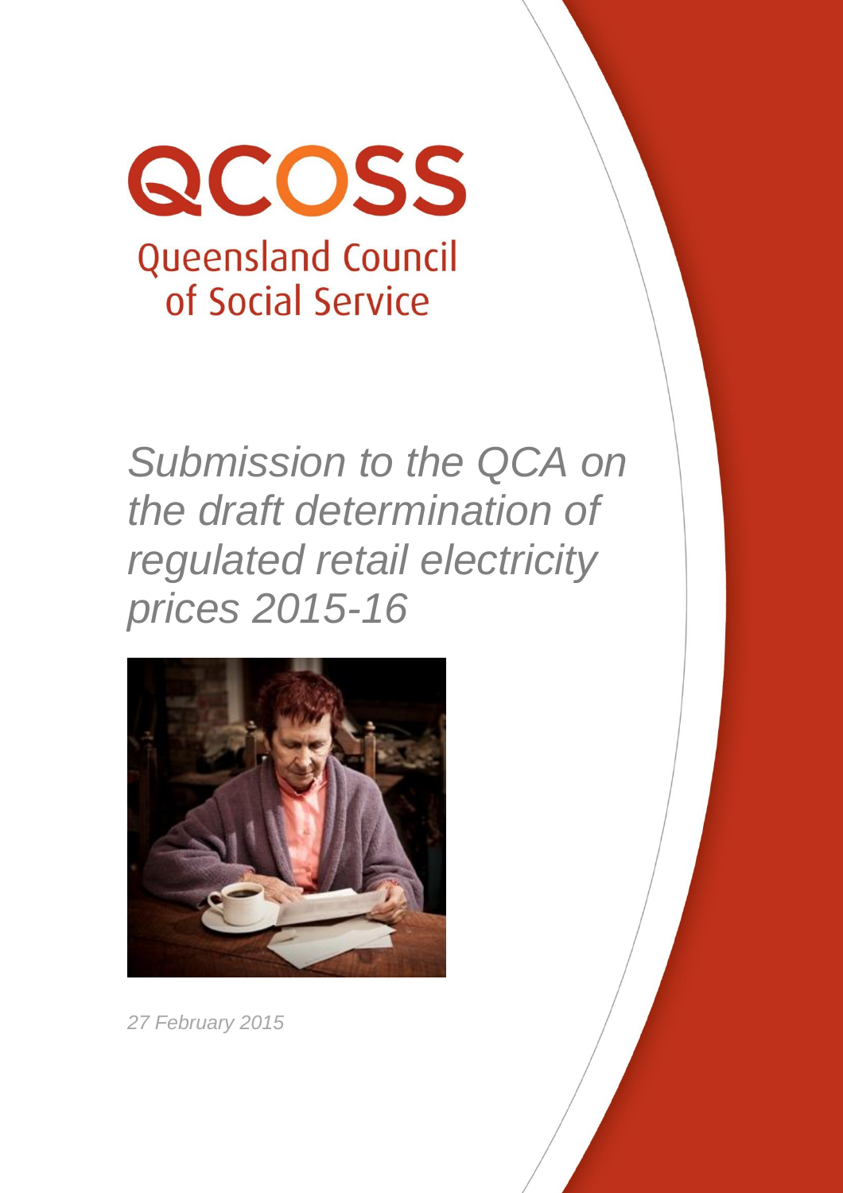# QCOSS

Queensland Council of Social Service

*Submission to the QCA on the draft determination of regulated retail electricity prices 2015-16*

*27 February 2015*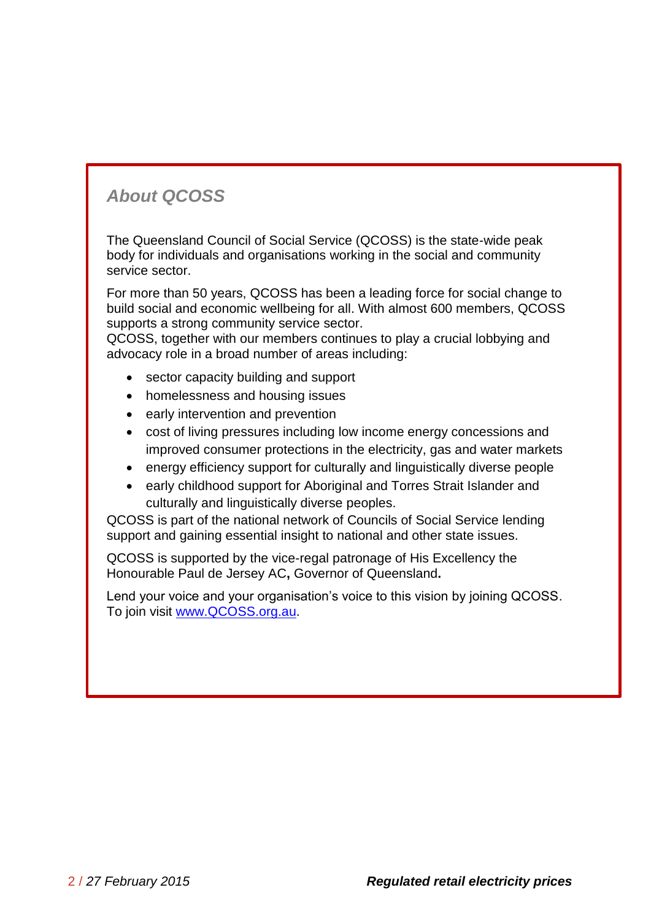## *About QCOSS*

The Queensland Council of Social Service (QCOSS) is the state-wide peak body for individuals and organisations working in the social and community service sector.

For more than 50 years, QCOSS has been a leading force for social change to build social and economic wellbeing for all. With almost 600 members, QCOSS supports a strong community service sector.

QCOSS, together with our members continues to play a crucial lobbying and advocacy role in a broad number of areas including:

- sector capacity building and support
- homelessness and housing issues
- early intervention and prevention
- cost of living pressures including low income energy concessions and improved consumer protections in the electricity, gas and water markets
- energy efficiency support for culturally and linguistically diverse people
- early childhood support for Aboriginal and Torres Strait Islander and culturally and linguistically diverse peoples.

QCOSS is part of the national network of Councils of Social Service lending support and gaining essential insight to national and other state issues.

QCOSS is supported by the vice-regal patronage of His Excellency the Honourable Paul de Jersey AC**,** Governor of Queensland**.**

Lend your voice and your organisation's voice to this vision by joining QCOSS. To join visit [www.QCOSS.org.au](http://www.QCOSS.org.au).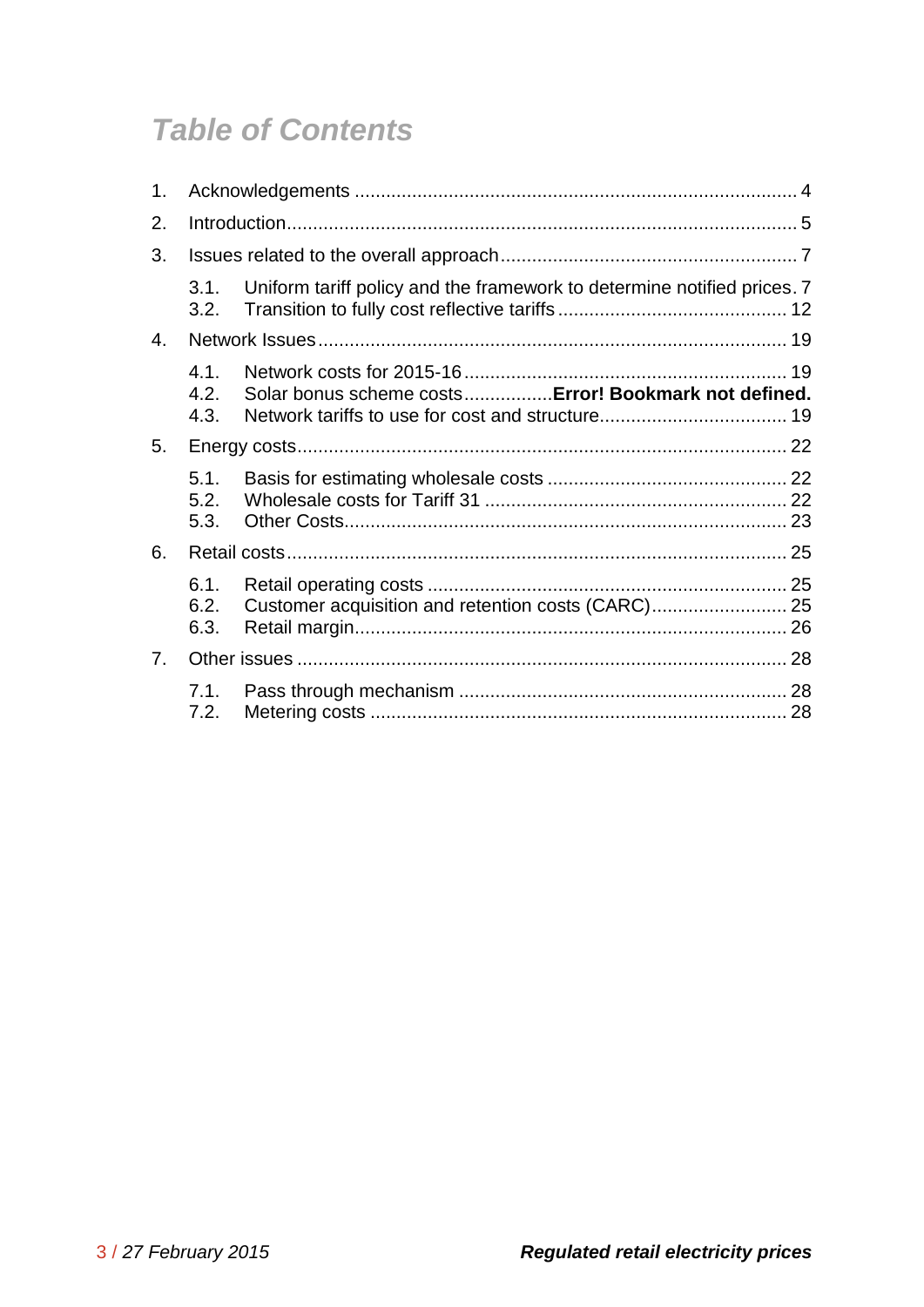# Table of Contents

1. Acknowledgements .................................................................................... 4
2. Introduction................................................................................................. 5
3. Issues related to the overall approach........................................................ 7
   - 3.1. Uniform tariff policy and the framework to determine notified prices. 7
   - 3.2. Transition to fully cost reflective tariffs ............................................ 12
4. Network Issues ......................................................................................... 19
   - 4.1. Network costs for 2015-16 ............................................................. 19
   - 4.2. Solar bonus scheme costs.................**Error! Bookmark not defined.**
   - 4.3. Network tariffs to use for cost and structure.................................... 19
5. Energy costs.............................................................................................. 22
   - 5.1. Basis for estimating wholesale costs ............................................. 22
   - 5.2. Wholesale costs for Tariff 31 ......................................................... 22
   - 5.3. Other Costs.................................................................................... 23
6. Retail costs................................................................................................ 25
   - 6.1. Retail operating costs .................................................................... 25
   - 6.2. Customer acquisition and retention costs (CARC).......................... 25
   - 6.3. Retail margin.................................................................................. 26
7. Other issues ............................................................................................. 28
   - 7.1. Pass through mechanism .............................................................. 28
   - 7.2. Metering costs ................................................................................ 28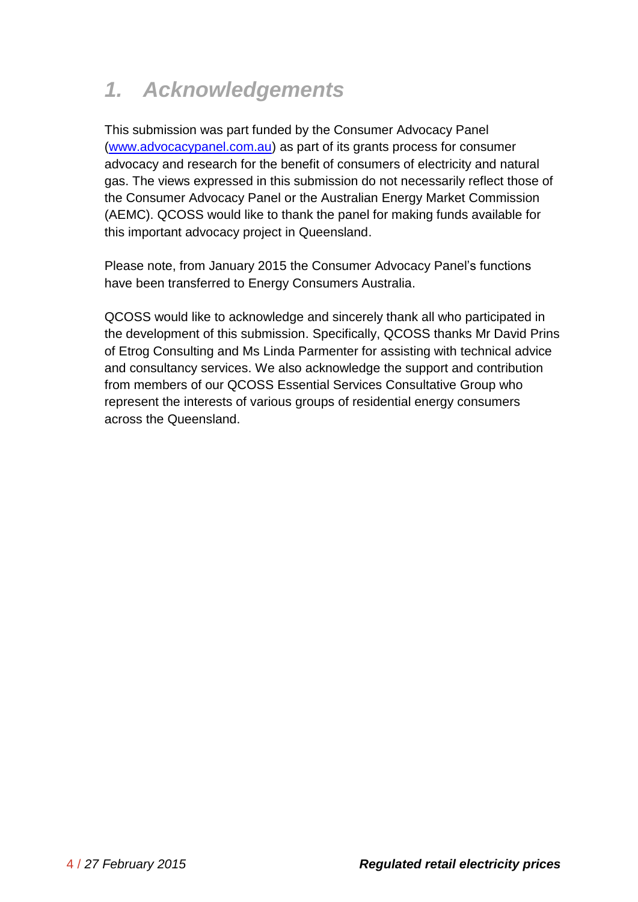# *1. Acknowledgements*

This submission was part funded by the Consumer Advocacy Panel (www.advocacypanel.com.au) as part of its grants process for consumer advocacy and research for the benefit of consumers of electricity and natural gas. The views expressed in this submission do not necessarily reflect those of the Consumer Advocacy Panel or the Australian Energy Market Commission (AEMC). QCOSS would like to thank the panel for making funds available for this important advocacy project in Queensland.

Please note, from January 2015 the Consumer Advocacy Panel's functions have been transferred to Energy Consumers Australia.

QCOSS would like to acknowledge and sincerely thank all who participated in the development of this submission. Specifically, QCOSS thanks Mr David Prins of Etrog Consulting and Ms Linda Parmenter for assisting with technical advice and consultancy services. We also acknowledge the support and contribution from members of our QCOSS Essential Services Consultative Group who represent the interests of various groups of residential energy consumers across the Queensland.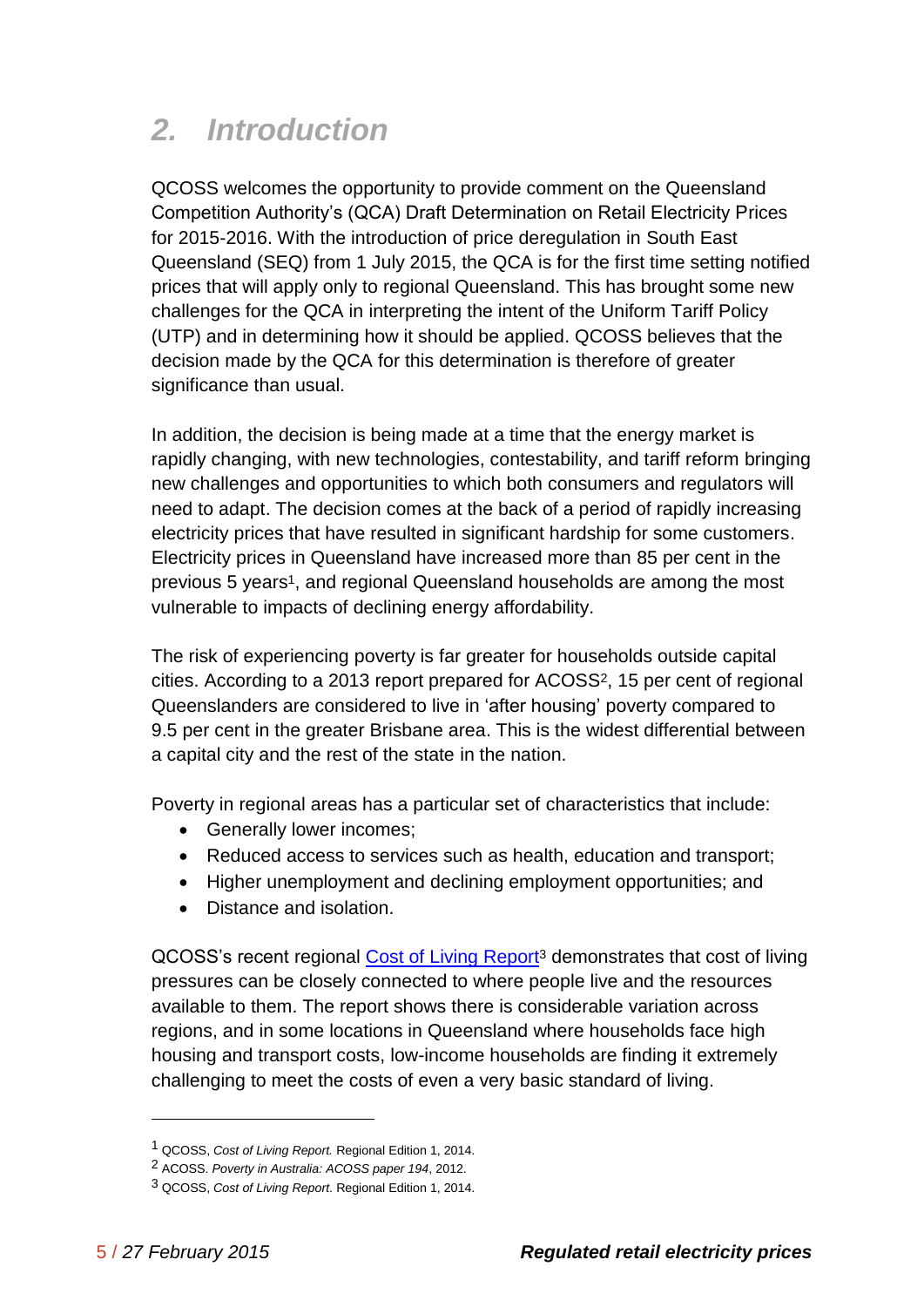## *2. Introduction*

QCOSS welcomes the opportunity to provide comment on the Queensland Competition Authority's (QCA) Draft Determination on Retail Electricity Prices for 2015-2016. With the introduction of price deregulation in South East Queensland (SEQ) from 1 July 2015, the QCA is for the first time setting notified prices that will apply only to regional Queensland. This has brought some new challenges for the QCA in interpreting the intent of the Uniform Tariff Policy (UTP) and in determining how it should be applied. QCOSS believes that the decision made by the QCA for this determination is therefore of greater significance than usual.

In addition, the decision is being made at a time that the energy market is rapidly changing, with new technologies, contestability, and tariff reform bringing new challenges and opportunities to which both consumers and regulators will need to adapt. The decision comes at the back of a period of rapidly increasing electricity prices that have resulted in significant hardship for some customers. Electricity prices in Queensland have increased more than 85 per cent in the previous 5 years[1], and regional Queensland households are among the most vulnerable to impacts of declining energy affordability.

The risk of experiencing poverty is far greater for households outside capital cities. According to a 2013 report prepared for ACOSS[2], 15 per cent of regional Queenslanders are considered to live in 'after housing' poverty compared to 9.5 per cent in the greater Brisbane area. This is the widest differential between a capital city and the rest of the state in the nation.

Poverty in regional areas has a particular set of characteristics that include:

- Generally lower incomes;
- Reduced access to services such as health, education and transport;
- Higher unemployment and declining employment opportunities; and
- Distance and isolation.

QCOSS's recent regional [Cost of Living Report](#)[3] demonstrates that cost of living pressures can be closely connected to where people live and the resources available to them. The report shows there is considerable variation across regions, and in some locations in Queensland where households face high housing and transport costs, low-income households are finding it extremely challenging to meet the costs of even a very basic standard of living.

---

[1] QCOSS, *Cost of Living Report.* Regional Edition 1, 2014.

[2] ACOSS. *Poverty in Australia: ACOSS paper 194*, 2012.

[3] QCOSS, *Cost of Living Report*. Regional Edition 1, 2014.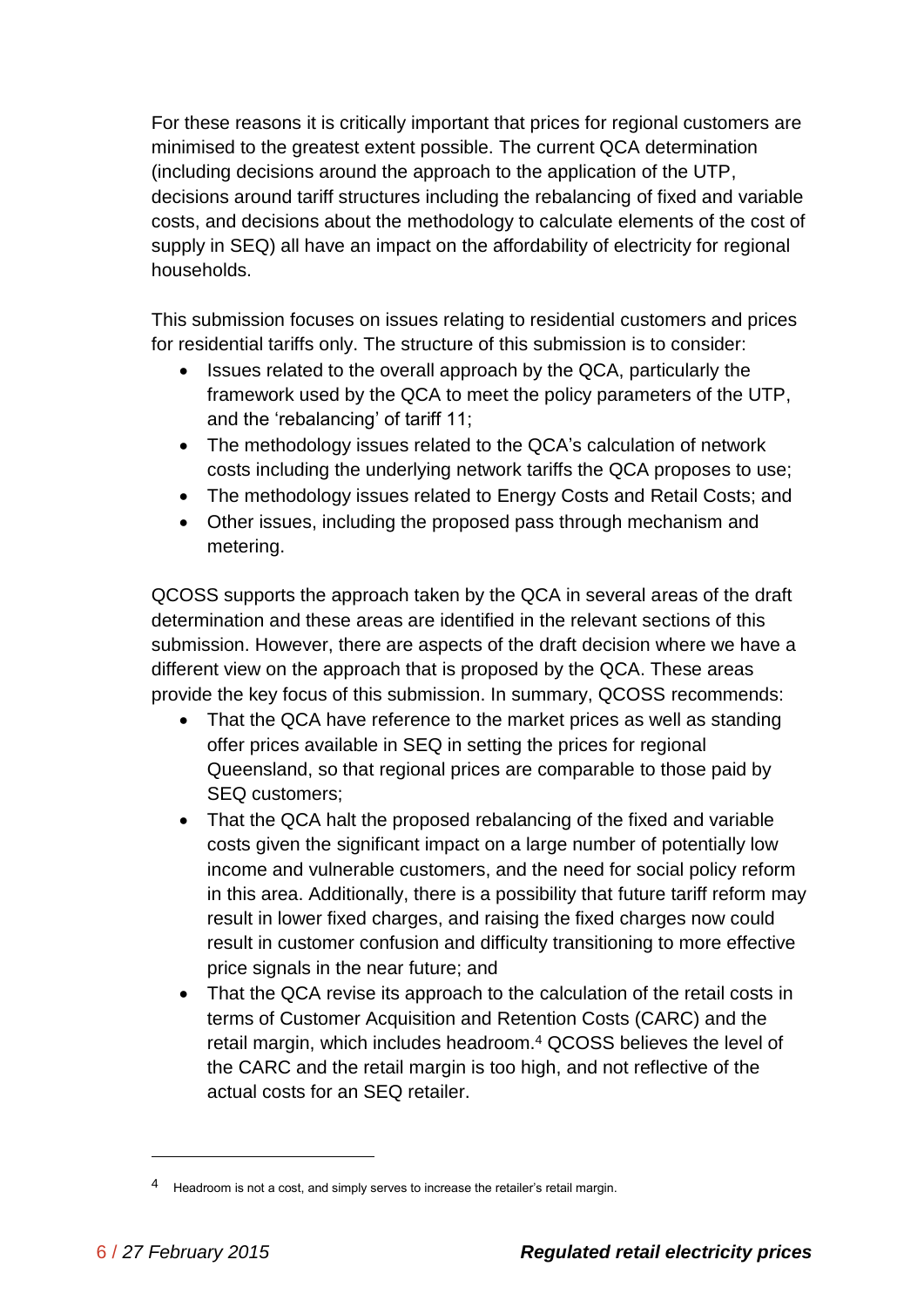For these reasons it is critically important that prices for regional customers are minimised to the greatest extent possible. The current QCA determination (including decisions around the approach to the application of the UTP, decisions around tariff structures including the rebalancing of fixed and variable costs, and decisions about the methodology to calculate elements of the cost of supply in SEQ) all have an impact on the affordability of electricity for regional households.

This submission focuses on issues relating to residential customers and prices for residential tariffs only. The structure of this submission is to consider:

- Issues related to the overall approach by the QCA, particularly the framework used by the QCA to meet the policy parameters of the UTP, and the 'rebalancing' of tariff 11;
- The methodology issues related to the QCA's calculation of network costs including the underlying network tariffs the QCA proposes to use;
- The methodology issues related to Energy Costs and Retail Costs; and
- Other issues, including the proposed pass through mechanism and metering.

QCOSS supports the approach taken by the QCA in several areas of the draft determination and these areas are identified in the relevant sections of this submission. However, there are aspects of the draft decision where we have a different view on the approach that is proposed by the QCA. These areas provide the key focus of this submission. In summary, QCOSS recommends:

- That the QCA have reference to the market prices as well as standing offer prices available in SEQ in setting the prices for regional Queensland, so that regional prices are comparable to those paid by SEQ customers;
- That the QCA halt the proposed rebalancing of the fixed and variable costs given the significant impact on a large number of potentially low income and vulnerable customers, and the need for social policy reform in this area. Additionally, there is a possibility that future tariff reform may result in lower fixed charges, and raising the fixed charges now could result in customer confusion and difficulty transitioning to more effective price signals in the near future; and
- That the QCA revise its approach to the calculation of the retail costs in terms of Customer Acquisition and Retention Costs (CARC) and the retail margin, which includes headroom.[4] QCOSS believes the level of the CARC and the retail margin is too high, and not reflective of the actual costs for an SEQ retailer.

[4] Headroom is not a cost, and simply serves to increase the retailer's retail margin.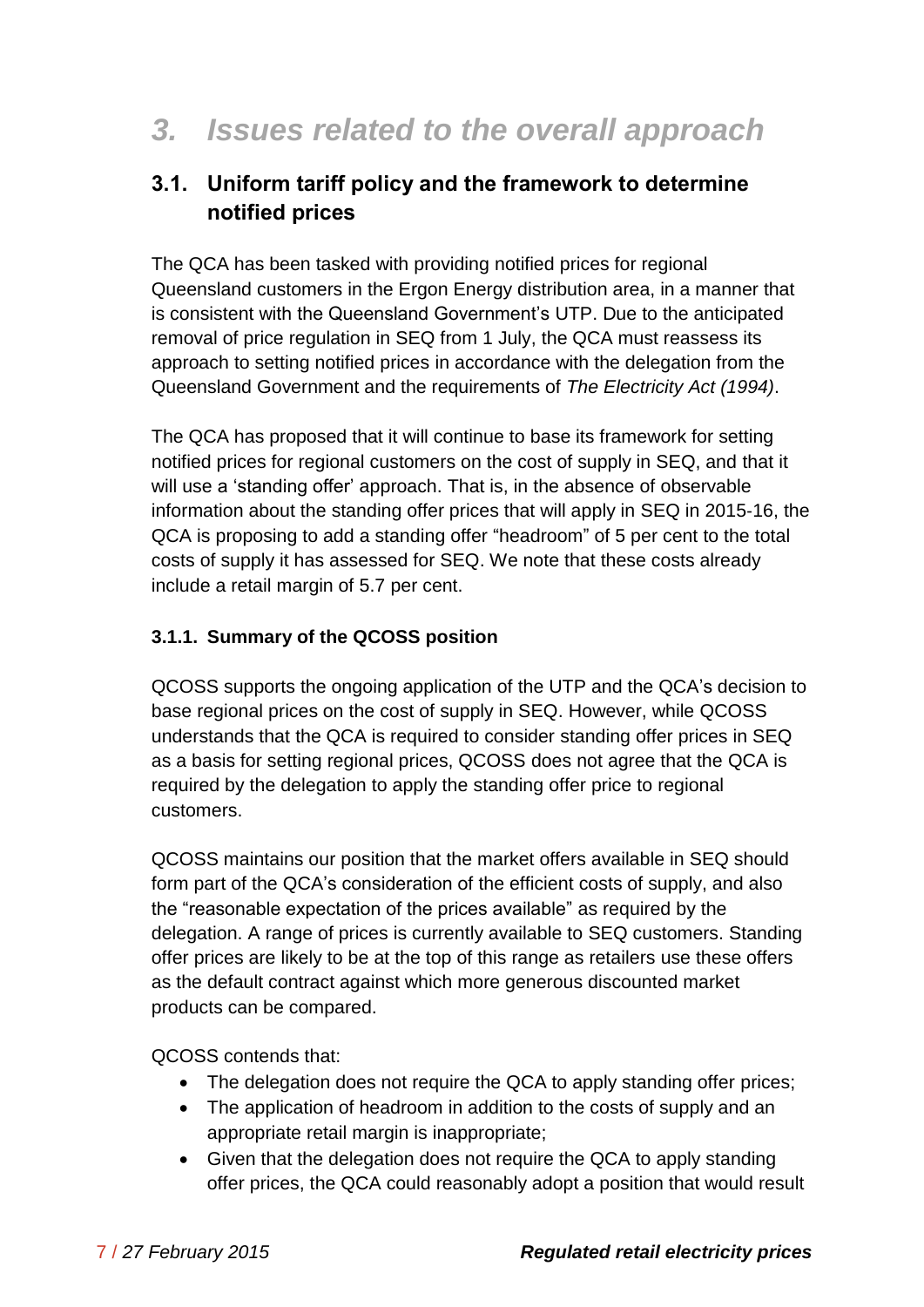# *3. Issues related to the overall approach*

## 3.1. Uniform tariff policy and the framework to determine notified prices

The QCA has been tasked with providing notified prices for regional Queensland customers in the Ergon Energy distribution area, in a manner that is consistent with the Queensland Government's UTP. Due to the anticipated removal of price regulation in SEQ from 1 July, the QCA must reassess its approach to setting notified prices in accordance with the delegation from the Queensland Government and the requirements of *The Electricity Act (1994)*.

The QCA has proposed that it will continue to base its framework for setting notified prices for regional customers on the cost of supply in SEQ, and that it will use a 'standing offer' approach. That is, in the absence of observable information about the standing offer prices that will apply in SEQ in 2015-16, the QCA is proposing to add a standing offer "headroom" of 5 per cent to the total costs of supply it has assessed for SEQ. We note that these costs already include a retail margin of 5.7 per cent.

### 3.1.1. Summary of the QCOSS position

QCOSS supports the ongoing application of the UTP and the QCA's decision to base regional prices on the cost of supply in SEQ. However, while QCOSS understands that the QCA is required to consider standing offer prices in SEQ as a basis for setting regional prices, QCOSS does not agree that the QCA is required by the delegation to apply the standing offer price to regional customers.

QCOSS maintains our position that the market offers available in SEQ should form part of the QCA's consideration of the efficient costs of supply, and also the "reasonable expectation of the prices available" as required by the delegation. A range of prices is currently available to SEQ customers. Standing offer prices are likely to be at the top of this range as retailers use these offers as the default contract against which more generous discounted market products can be compared.

QCOSS contends that:

- The delegation does not require the QCA to apply standing offer prices;
- The application of headroom in addition to the costs of supply and an appropriate retail margin is inappropriate;
- Given that the delegation does not require the QCA to apply standing offer prices, the QCA could reasonably adopt a position that would result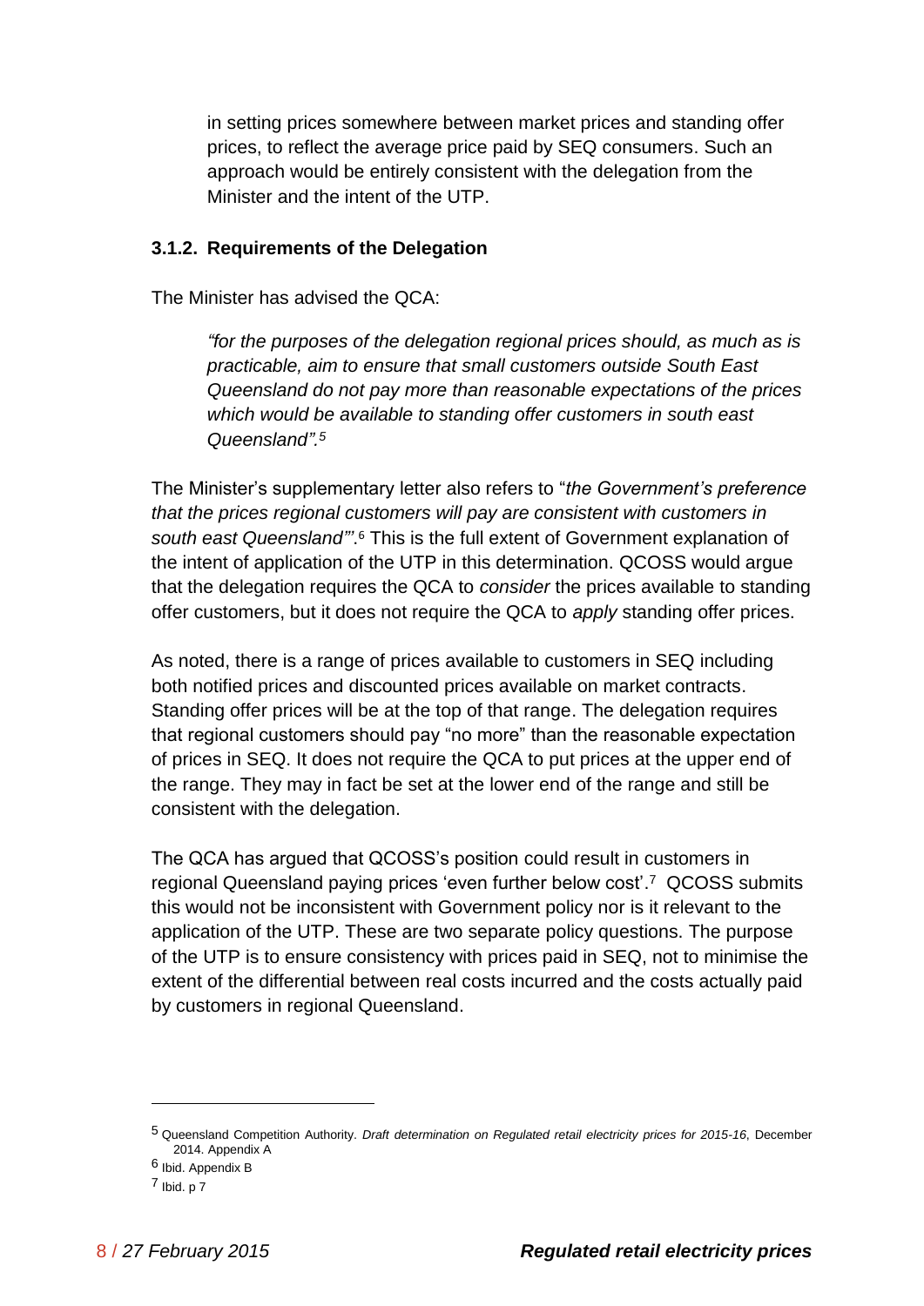in setting prices somewhere between market prices and standing offer prices, to reflect the average price paid by SEQ consumers. Such an approach would be entirely consistent with the delegation from the Minister and the intent of the UTP.

### 3.1.2. Requirements of the Delegation

The Minister has advised the QCA:

> *"for the purposes of the delegation regional prices should, as much as is practicable, aim to ensure that small customers outside South East Queensland do not pay more than reasonable expectations of the prices which would be available to standing offer customers in south east Queensland".*[5]

The Minister's supplementary letter also refers to "*the Government's preference that the prices regional customers will pay are consistent with customers in south east Queensland"*'.[6] This is the full extent of Government explanation of the intent of application of the UTP in this determination. QCOSS would argue that the delegation requires the QCA to *consider* the prices available to standing offer customers, but it does not require the QCA to *apply* standing offer prices.

As noted, there is a range of prices available to customers in SEQ including both notified prices and discounted prices available on market contracts. Standing offer prices will be at the top of that range. The delegation requires that regional customers should pay "no more" than the reasonable expectation of prices in SEQ. It does not require the QCA to put prices at the upper end of the range. They may in fact be set at the lower end of the range and still be consistent with the delegation.

The QCA has argued that QCOSS's position could result in customers in regional Queensland paying prices 'even further below cost'.[7] QCOSS submits this would not be inconsistent with Government policy nor is it relevant to the application of the UTP. These are two separate policy questions. The purpose of the UTP is to ensure consistency with prices paid in SEQ, not to minimise the extent of the differential between real costs incurred and the costs actually paid by customers in regional Queensland.

---

[5] Queensland Competition Authority. *Draft determination on Regulated retail electricity prices for 2015-16*, December 2014. Appendix A

[6] Ibid. Appendix B

[7] Ibid. p 7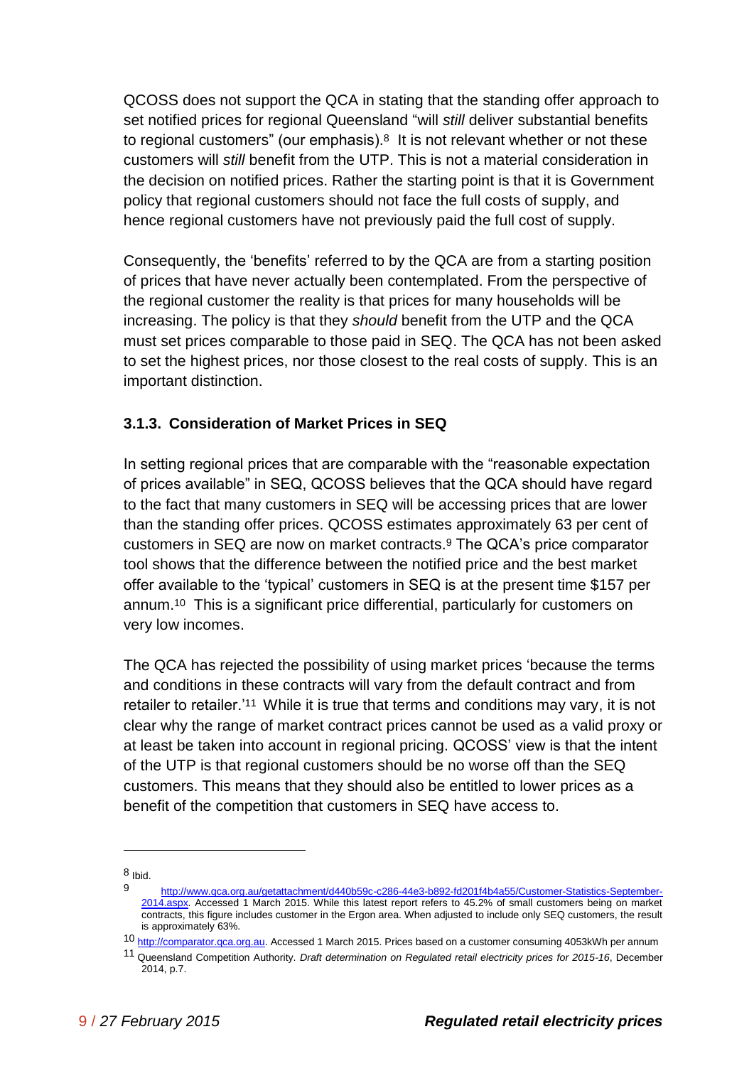QCOSS does not support the QCA in stating that the standing offer approach to set notified prices for regional Queensland "will *still* deliver substantial benefits to regional customers" (our emphasis).[8] It is not relevant whether or not these customers will *still* benefit from the UTP. This is not a material consideration in the decision on notified prices. Rather the starting point is that it is Government policy that regional customers should not face the full costs of supply, and hence regional customers have not previously paid the full cost of supply.

Consequently, the 'benefits' referred to by the QCA are from a starting position of prices that have never actually been contemplated. From the perspective of the regional customer the reality is that prices for many households will be increasing. The policy is that they *should* benefit from the UTP and the QCA must set prices comparable to those paid in SEQ. The QCA has not been asked to set the highest prices, nor those closest to the real costs of supply. This is an important distinction.

### 3.1.3. Consideration of Market Prices in SEQ

In setting regional prices that are comparable with the "reasonable expectation of prices available" in SEQ, QCOSS believes that the QCA should have regard to the fact that many customers in SEQ will be accessing prices that are lower than the standing offer prices. QCOSS estimates approximately 63 per cent of customers in SEQ are now on market contracts.[9] The QCA's price comparator tool shows that the difference between the notified price and the best market offer available to the 'typical' customers in SEQ is at the present time $157 per annum.[10] This is a significant price differential, particularly for customers on very low incomes.

The QCA has rejected the possibility of using market prices 'because the terms and conditions in these contracts will vary from the default contract and from retailer to retailer.'[11] While it is true that terms and conditions may vary, it is not clear why the range of market contract prices cannot be used as a valid proxy or at least be taken into account in regional pricing. QCOSS' view is that the intent of the UTP is that regional customers should be no worse off than the SEQ customers. This means that they should also be entitled to lower prices as a benefit of the competition that customers in SEQ have access to.

---

[8] Ibid.

[9] http://www.qca.org.au/getattachment/d440b59c-c286-44e3-b892-fd201f4b4a55/Customer-Statistics-September-2014.aspx. Accessed 1 March 2015. While this latest report refers to 45.2% of small customers being on market contracts, this figure includes customer in the Ergon area. When adjusted to include only SEQ customers, the result is approximately 63%.

[10] http://comparator.qca.org.au. Accessed 1 March 2015. Prices based on a customer consuming 4053kWh per annum

[11] Queensland Competition Authority. *Draft determination on Regulated retail electricity prices for 2015-16*, December 2014, p.7.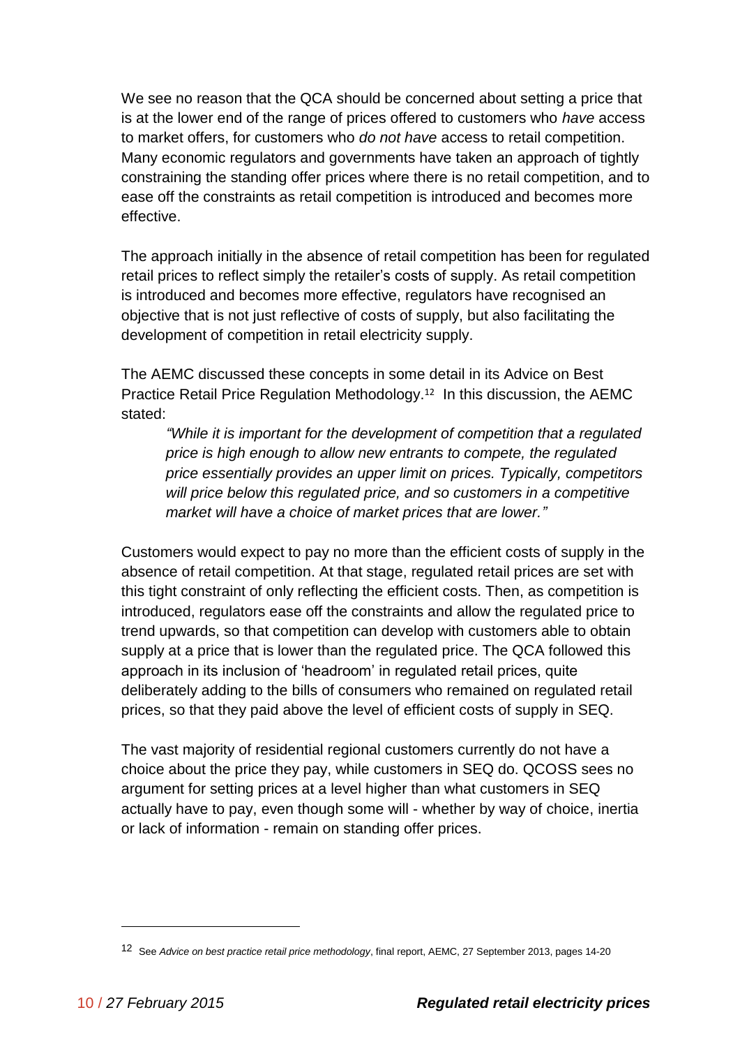We see no reason that the QCA should be concerned about setting a price that is at the lower end of the range of prices offered to customers who *have* access to market offers, for customers who *do not have* access to retail competition. Many economic regulators and governments have taken an approach of tightly constraining the standing offer prices where there is no retail competition, and to ease off the constraints as retail competition is introduced and becomes more effective.

The approach initially in the absence of retail competition has been for regulated retail prices to reflect simply the retailer's costs of supply. As retail competition is introduced and becomes more effective, regulators have recognised an objective that is not just reflective of costs of supply, but also facilitating the development of competition in retail electricity supply.

The AEMC discussed these concepts in some detail in its Advice on Best Practice Retail Price Regulation Methodology.[12] In this discussion, the AEMC stated:

> *"While it is important for the development of competition that a regulated price is high enough to allow new entrants to compete, the regulated price essentially provides an upper limit on prices. Typically, competitors will price below this regulated price, and so customers in a competitive market will have a choice of market prices that are lower."*

Customers would expect to pay no more than the efficient costs of supply in the absence of retail competition. At that stage, regulated retail prices are set with this tight constraint of only reflecting the efficient costs. Then, as competition is introduced, regulators ease off the constraints and allow the regulated price to trend upwards, so that competition can develop with customers able to obtain supply at a price that is lower than the regulated price. The QCA followed this approach in its inclusion of 'headroom' in regulated retail prices, quite deliberately adding to the bills of consumers who remained on regulated retail prices, so that they paid above the level of efficient costs of supply in SEQ.

The vast majority of residential regional customers currently do not have a choice about the price they pay, while customers in SEQ do. QCOSS sees no argument for setting prices at a level higher than what customers in SEQ actually have to pay, even though some will - whether by way of choice, inertia or lack of information - remain on standing offer prices.

---

[12] See *Advice on best practice retail price methodology*, final report, AEMC, 27 September 2013, pages 14-20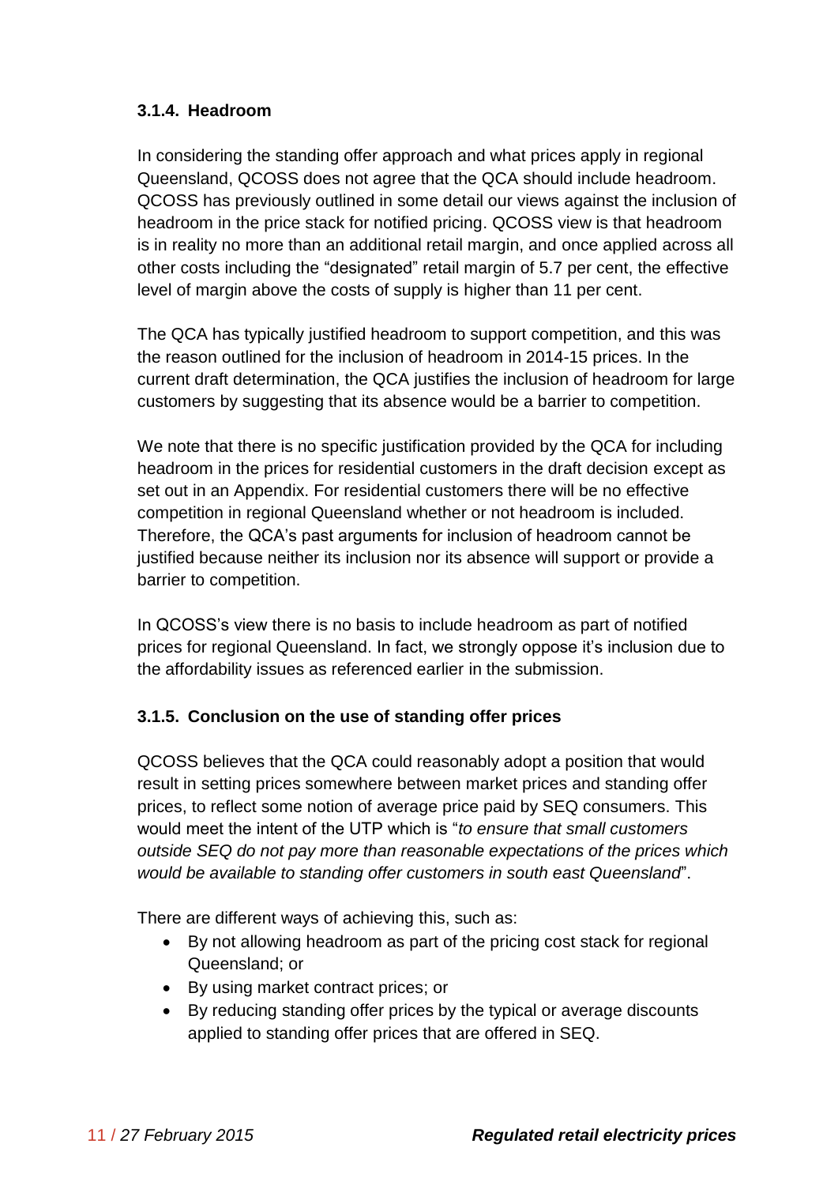### 3.1.4. Headroom

In considering the standing offer approach and what prices apply in regional Queensland, QCOSS does not agree that the QCA should include headroom. QCOSS has previously outlined in some detail our views against the inclusion of headroom in the price stack for notified pricing. QCOSS view is that headroom is in reality no more than an additional retail margin, and once applied across all other costs including the “designated” retail margin of 5.7 per cent, the effective level of margin above the costs of supply is higher than 11 per cent.

The QCA has typically justified headroom to support competition, and this was the reason outlined for the inclusion of headroom in 2014-15 prices. In the current draft determination, the QCA justifies the inclusion of headroom for large customers by suggesting that its absence would be a barrier to competition.

We note that there is no specific justification provided by the QCA for including headroom in the prices for residential customers in the draft decision except as set out in an Appendix. For residential customers there will be no effective competition in regional Queensland whether or not headroom is included. Therefore, the QCA’s past arguments for inclusion of headroom cannot be justified because neither its inclusion nor its absence will support or provide a barrier to competition.

In QCOSS’s view there is no basis to include headroom as part of notified prices for regional Queensland. In fact, we strongly oppose it’s inclusion due to the affordability issues as referenced earlier in the submission.

### 3.1.5. Conclusion on the use of standing offer prices

QCOSS believes that the QCA could reasonably adopt a position that would result in setting prices somewhere between market prices and standing offer prices, to reflect some notion of average price paid by SEQ consumers. This would meet the intent of the UTP which is “*to ensure that small customers outside SEQ do not pay more than reasonable expectations of the prices which would be available to standing offer customers in south east Queensland*”.

There are different ways of achieving this, such as:

- By not allowing headroom as part of the pricing cost stack for regional Queensland; or
- By using market contract prices; or
- By reducing standing offer prices by the typical or average discounts applied to standing offer prices that are offered in SEQ.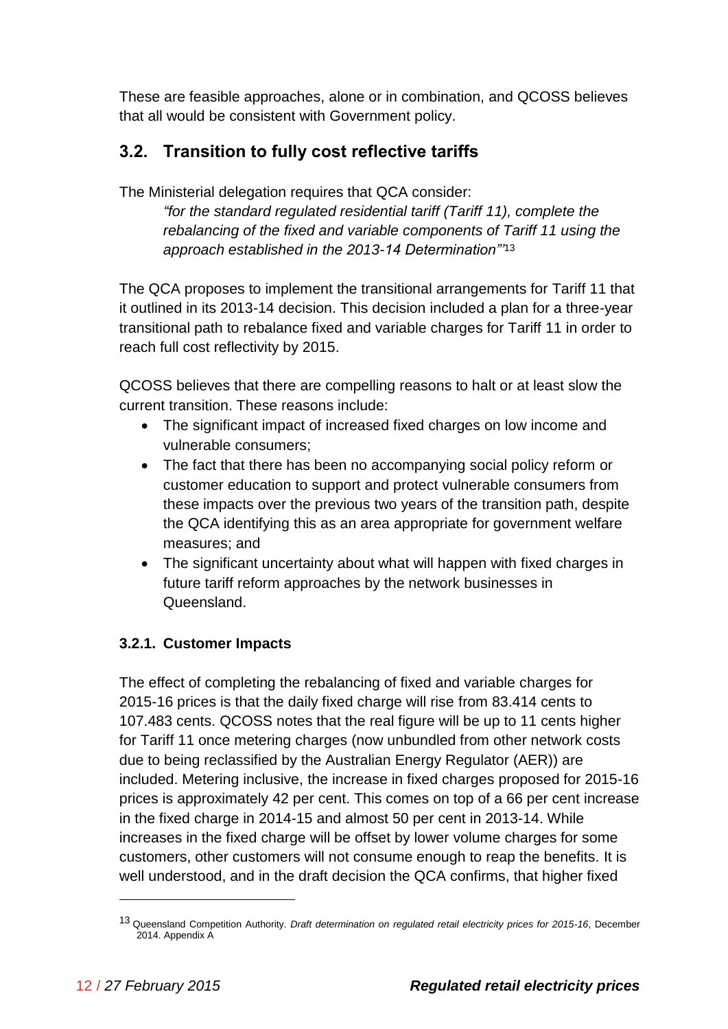These are feasible approaches, alone or in combination, and QCOSS believes that all would be consistent with Government policy.

## 3.2. Transition to fully cost reflective tariffs

The Ministerial delegation requires that QCA consider:

> *"for the standard regulated residential tariff (Tariff 11), complete the rebalancing of the fixed and variable components of Tariff 11 using the approach established in the 2013-14 Determination"*"[13]

The QCA proposes to implement the transitional arrangements for Tariff 11 that it outlined in its 2013-14 decision. This decision included a plan for a three-year transitional path to rebalance fixed and variable charges for Tariff 11 in order to reach full cost reflectivity by 2015.

QCOSS believes that there are compelling reasons to halt or at least slow the current transition. These reasons include:

- The significant impact of increased fixed charges on low income and vulnerable consumers;
- The fact that there has been no accompanying social policy reform or customer education to support and protect vulnerable consumers from these impacts over the previous two years of the transition path, despite the QCA identifying this as an area appropriate for government welfare measures; and
- The significant uncertainty about what will happen with fixed charges in future tariff reform approaches by the network businesses in Queensland.

### 3.2.1. Customer Impacts

The effect of completing the rebalancing of fixed and variable charges for 2015-16 prices is that the daily fixed charge will rise from 83.414 cents to 107.483 cents. QCOSS notes that the real figure will be up to 11 cents higher for Tariff 11 once metering charges (now unbundled from other network costs due to being reclassified by the Australian Energy Regulator (AER)) are included. Metering inclusive, the increase in fixed charges proposed for 2015-16 prices is approximately 42 per cent. This comes on top of a 66 per cent increase in the fixed charge in 2014-15 and almost 50 per cent in 2013-14. While increases in the fixed charge will be offset by lower volume charges for some customers, other customers will not consume enough to reap the benefits. It is well understood, and in the draft decision the QCA confirms, that higher fixed

---

[13] Queensland Competition Authority. *Draft determination on regulated retail electricity prices for 2015-16*, December 2014. Appendix A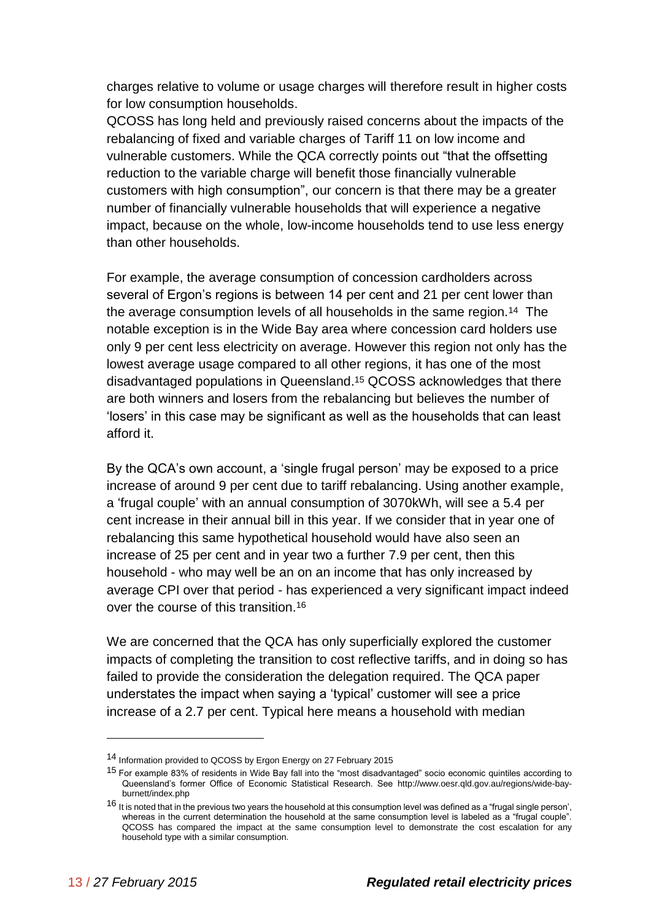charges relative to volume or usage charges will therefore result in higher costs for low consumption households.

QCOSS has long held and previously raised concerns about the impacts of the rebalancing of fixed and variable charges of Tariff 11 on low income and vulnerable customers. While the QCA correctly points out "that the offsetting reduction to the variable charge will benefit those financially vulnerable customers with high consumption", our concern is that there may be a greater number of financially vulnerable households that will experience a negative impact, because on the whole, low-income households tend to use less energy than other households.

For example, the average consumption of concession cardholders across several of Ergon's regions is between 14 per cent and 21 per cent lower than the average consumption levels of all households in the same region.[14] The notable exception is in the Wide Bay area where concession card holders use only 9 per cent less electricity on average. However this region not only has the lowest average usage compared to all other regions, it has one of the most disadvantaged populations in Queensland.[15] QCOSS acknowledges that there are both winners and losers from the rebalancing but believes the number of 'losers' in this case may be significant as well as the households that can least afford it.

By the QCA's own account, a 'single frugal person' may be exposed to a price increase of around 9 per cent due to tariff rebalancing. Using another example, a 'frugal couple' with an annual consumption of 3070kWh, will see a 5.4 per cent increase in their annual bill in this year. If we consider that in year one of rebalancing this same hypothetical household would have also seen an increase of 25 per cent and in year two a further 7.9 per cent, then this household - who may well be an on an income that has only increased by average CPI over that period - has experienced a very significant impact indeed over the course of this transition.[16]

We are concerned that the QCA has only superficially explored the customer impacts of completing the transition to cost reflective tariffs, and in doing so has failed to provide the consideration the delegation required. The QCA paper understates the impact when saying a 'typical' customer will see a price increase of a 2.7 per cent. Typical here means a household with median

---

[14] Information provided to QCOSS by Ergon Energy on 27 February 2015

[15] For example 83% of residents in Wide Bay fall into the "most disadvantaged" socio economic quintiles according to Queensland's former Office of Economic Statistical Research. See http://www.oesr.qld.gov.au/regions/wide-bay-burnett/index.php

[16] It is noted that in the previous two years the household at this consumption level was defined as a "frugal single person', whereas in the current determination the household at the same consumption level is labeled as a "frugal couple". QCOSS has compared the impact at the same consumption level to demonstrate the cost escalation for any household type with a similar consumption.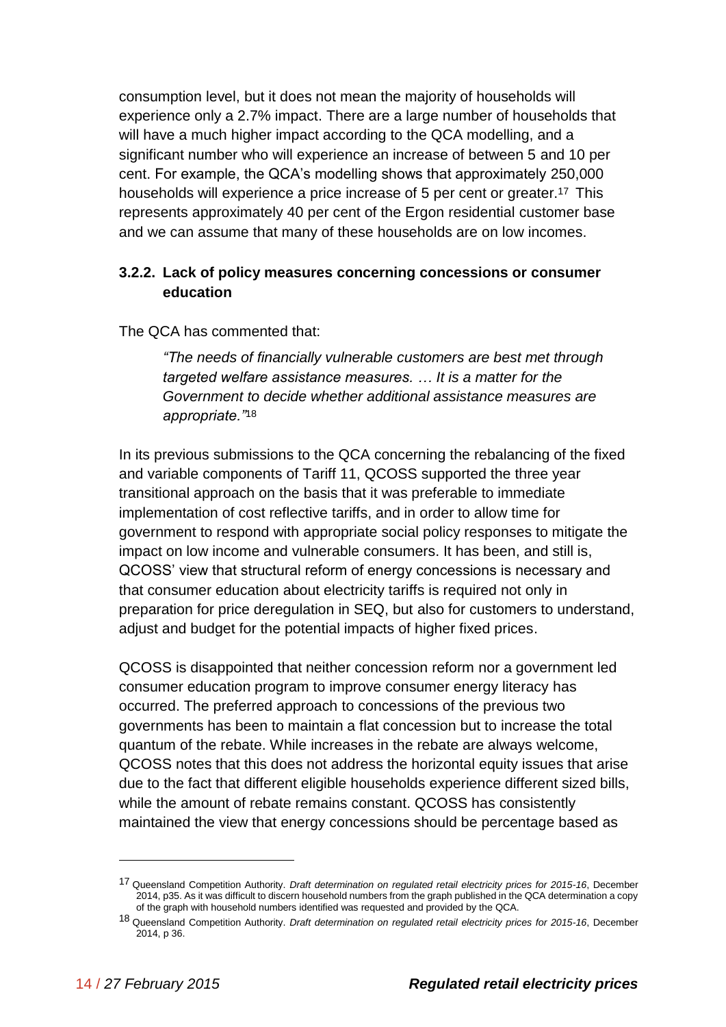consumption level, but it does not mean the majority of households will experience only a 2.7% impact. There are a large number of households that will have a much higher impact according to the QCA modelling, and a significant number who will experience an increase of between 5 and 10 per cent. For example, the QCA's modelling shows that approximately 250,000 households will experience a price increase of 5 per cent or greater.[17] This represents approximately 40 per cent of the Ergon residential customer base and we can assume that many of these households are on low incomes.

### 3.2.2. Lack of policy measures concerning concessions or consumer education

The QCA has commented that:

> *"The needs of financially vulnerable customers are best met through targeted welfare assistance measures. … It is a matter for the Government to decide whether additional assistance measures are appropriate."*[18]

In its previous submissions to the QCA concerning the rebalancing of the fixed and variable components of Tariff 11, QCOSS supported the three year transitional approach on the basis that it was preferable to immediate implementation of cost reflective tariffs, and in order to allow time for government to respond with appropriate social policy responses to mitigate the impact on low income and vulnerable consumers. It has been, and still is, QCOSS' view that structural reform of energy concessions is necessary and that consumer education about electricity tariffs is required not only in preparation for price deregulation in SEQ, but also for customers to understand, adjust and budget for the potential impacts of higher fixed prices.

QCOSS is disappointed that neither concession reform nor a government led consumer education program to improve consumer energy literacy has occurred. The preferred approach to concessions of the previous two governments has been to maintain a flat concession but to increase the total quantum of the rebate. While increases in the rebate are always welcome, QCOSS notes that this does not address the horizontal equity issues that arise due to the fact that different eligible households experience different sized bills, while the amount of rebate remains constant. QCOSS has consistently maintained the view that energy concessions should be percentage based as

---

[17] Queensland Competition Authority. *Draft determination on regulated retail electricity prices for 2015-16*, December 2014, p35. As it was difficult to discern household numbers from the graph published in the QCA determination a copy of the graph with household numbers identified was requested and provided by the QCA.

[18] Queensland Competition Authority. *Draft determination on regulated retail electricity prices for 2015-16*, December 2014, p 36.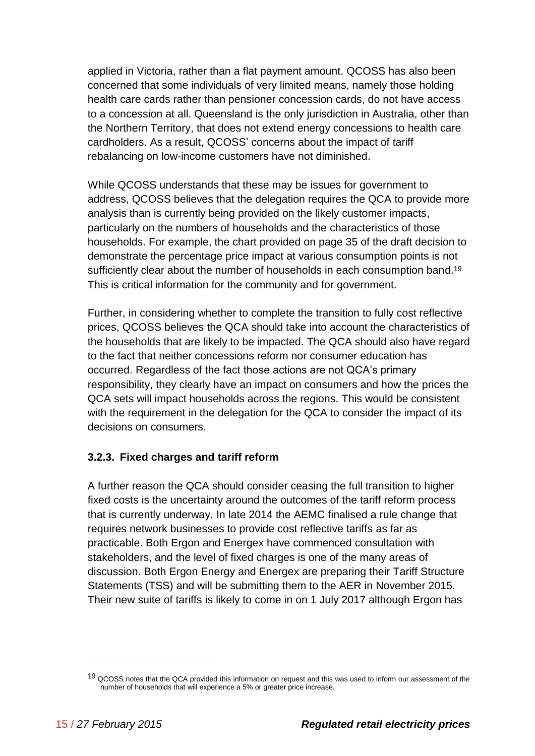applied in Victoria, rather than a flat payment amount. QCOSS has also been concerned that some individuals of very limited means, namely those holding health care cards rather than pensioner concession cards, do not have access to a concession at all. Queensland is the only jurisdiction in Australia, other than the Northern Territory, that does not extend energy concessions to health care cardholders. As a result, QCOSS' concerns about the impact of tariff rebalancing on low-income customers have not diminished.

While QCOSS understands that these may be issues for government to address, QCOSS believes that the delegation requires the QCA to provide more analysis than is currently being provided on the likely customer impacts, particularly on the numbers of households and the characteristics of those households. For example, the chart provided on page 35 of the draft decision to demonstrate the percentage price impact at various consumption points is not sufficiently clear about the number of households in each consumption band.[19] This is critical information for the community and for government.

Further, in considering whether to complete the transition to fully cost reflective prices, QCOSS believes the QCA should take into account the characteristics of the households that are likely to be impacted. The QCA should also have regard to the fact that neither concessions reform nor consumer education has occurred. Regardless of the fact those actions are not QCA's primary responsibility, they clearly have an impact on consumers and how the prices the QCA sets will impact households across the regions. This would be consistent with the requirement in the delegation for the QCA to consider the impact of its decisions on consumers.

### 3.2.3. Fixed charges and tariff reform

A further reason the QCA should consider ceasing the full transition to higher fixed costs is the uncertainty around the outcomes of the tariff reform process that is currently underway. In late 2014 the AEMC finalised a rule change that requires network businesses to provide cost reflective tariffs as far as practicable. Both Ergon and Energex have commenced consultation with stakeholders, and the level of fixed charges is one of the many areas of discussion. Both Ergon Energy and Energex are preparing their Tariff Structure Statements (TSS) and will be submitting them to the AER in November 2015. Their new suite of tariffs is likely to come in on 1 July 2017 although Ergon has

[19] QCOSS notes that the QCA provided this information on request and this was used to inform our assessment of the number of households that will experience a 5% or greater price increase.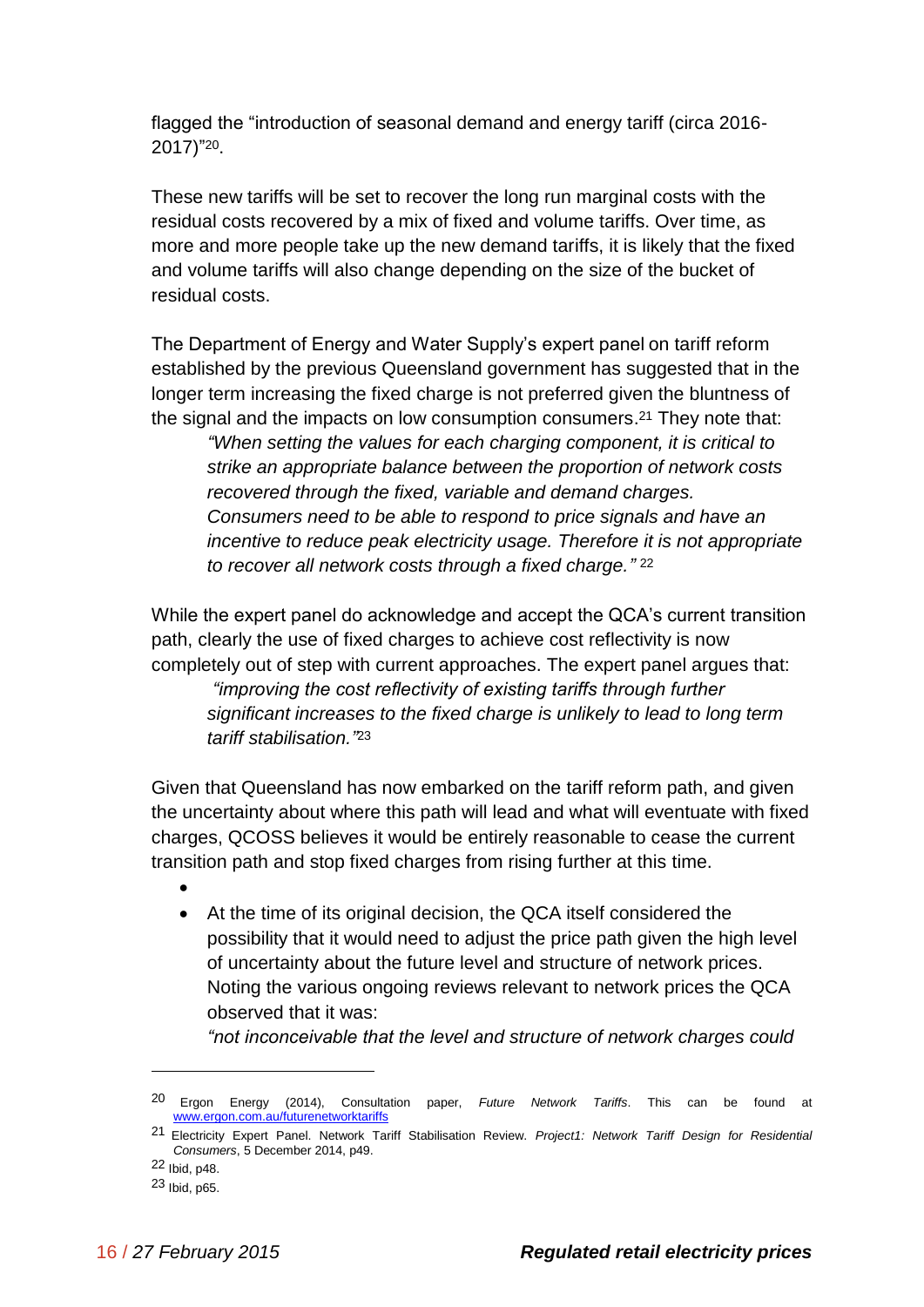flagged the "introduction of seasonal demand and energy tariff (circa 2016-2017)"[20].

These new tariffs will be set to recover the long run marginal costs with the residual costs recovered by a mix of fixed and volume tariffs. Over time, as more and more people take up the new demand tariffs, it is likely that the fixed and volume tariffs will also change depending on the size of the bucket of residual costs.

The Department of Energy and Water Supply's expert panel on tariff reform established by the previous Queensland government has suggested that in the longer term increasing the fixed charge is not preferred given the bluntness of the signal and the impacts on low consumption consumers.[21] They note that:

> *"When setting the values for each charging component, it is critical to strike an appropriate balance between the proportion of network costs recovered through the fixed, variable and demand charges. Consumers need to be able to respond to price signals and have an incentive to reduce peak electricity usage. Therefore it is not appropriate to recover all network costs through a fixed charge."* [22]

While the expert panel do acknowledge and accept the QCA's current transition path, clearly the use of fixed charges to achieve cost reflectivity is now completely out of step with current approaches. The expert panel argues that:

> *"improving the cost reflectivity of existing tariffs through further significant increases to the fixed charge is unlikely to lead to long term tariff stabilisation."*[23]

Given that Queensland has now embarked on the tariff reform path, and given the uncertainty about where this path will lead and what will eventuate with fixed charges, QCOSS believes it would be entirely reasonable to cease the current transition path and stop fixed charges from rising further at this time.

- 
- At the time of its original decision, the QCA itself considered the possibility that it would need to adjust the price path given the high level of uncertainty about the future level and structure of network prices. Noting the various ongoing reviews relevant to network prices the QCA observed that it was:

  *"not inconceivable that the level and structure of network charges could*

---

[20] Ergon Energy (2014), Consultation paper, *Future Network Tariffs*. This can be found at www.ergon.com.au/futurenetworktariffs

[21] Electricity Expert Panel. Network Tariff Stabilisation Review. *Project1: Network Tariff Design for Residential Consumers*, 5 December 2014, p49.

[22] Ibid, p48.

[23] Ibid, p65.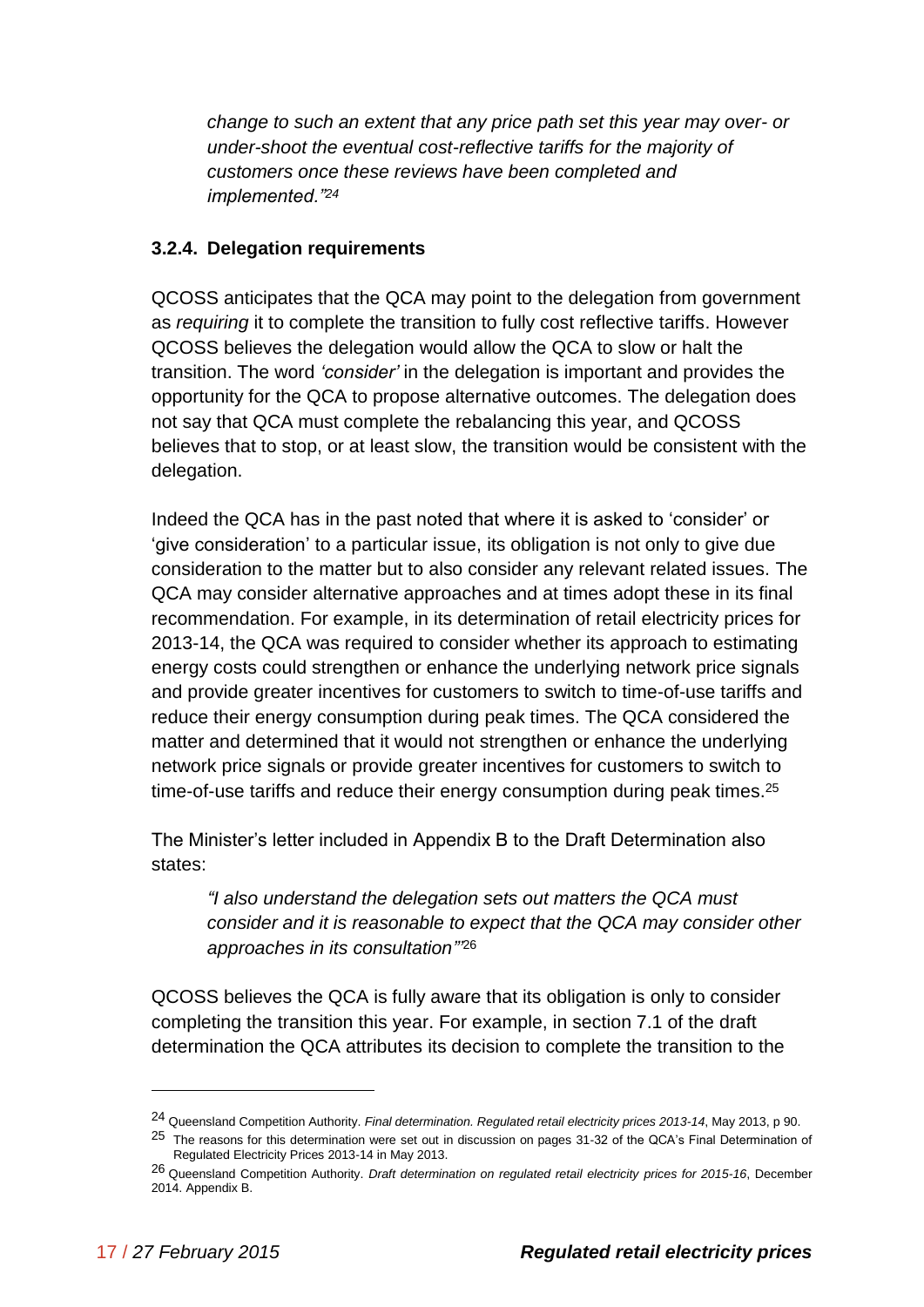*change to such an extent that any price path set this year may over- or under-shoot the eventual cost-reflective tariffs for the majority of customers once these reviews have been completed and implemented."*[24]

### 3.2.4. Delegation requirements

QCOSS anticipates that the QCA may point to the delegation from government as *requiring* it to complete the transition to fully cost reflective tariffs. However QCOSS believes the delegation would allow the QCA to slow or halt the transition. The word *'consider'* in the delegation is important and provides the opportunity for the QCA to propose alternative outcomes. The delegation does not say that QCA must complete the rebalancing this year, and QCOSS believes that to stop, or at least slow, the transition would be consistent with the delegation.

Indeed the QCA has in the past noted that where it is asked to 'consider' or 'give consideration' to a particular issue, its obligation is not only to give due consideration to the matter but to also consider any relevant related issues. The QCA may consider alternative approaches and at times adopt these in its final recommendation. For example, in its determination of retail electricity prices for 2013-14, the QCA was required to consider whether its approach to estimating energy costs could strengthen or enhance the underlying network price signals and provide greater incentives for customers to switch to time-of-use tariffs and reduce their energy consumption during peak times. The QCA considered the matter and determined that it would not strengthen or enhance the underlying network price signals or provide greater incentives for customers to switch to time-of-use tariffs and reduce their energy consumption during peak times.[25]

The Minister's letter included in Appendix B to the Draft Determination also states:

> *"I also understand the delegation sets out matters the QCA must consider and it is reasonable to expect that the QCA may consider other approaches in its consultation"*[26]

QCOSS believes the QCA is fully aware that its obligation is only to consider completing the transition this year. For example, in section 7.1 of the draft determination the QCA attributes its decision to complete the transition to the

---

[24] Queensland Competition Authority. *Final determination. Regulated retail electricity prices 2013-14*, May 2013, p 90.

[25] The reasons for this determination were set out in discussion on pages 31-32 of the QCA's Final Determination of Regulated Electricity Prices 2013-14 in May 2013.

[26] Queensland Competition Authority. *Draft determination on regulated retail electricity prices for 2015-16*, December 2014. Appendix B.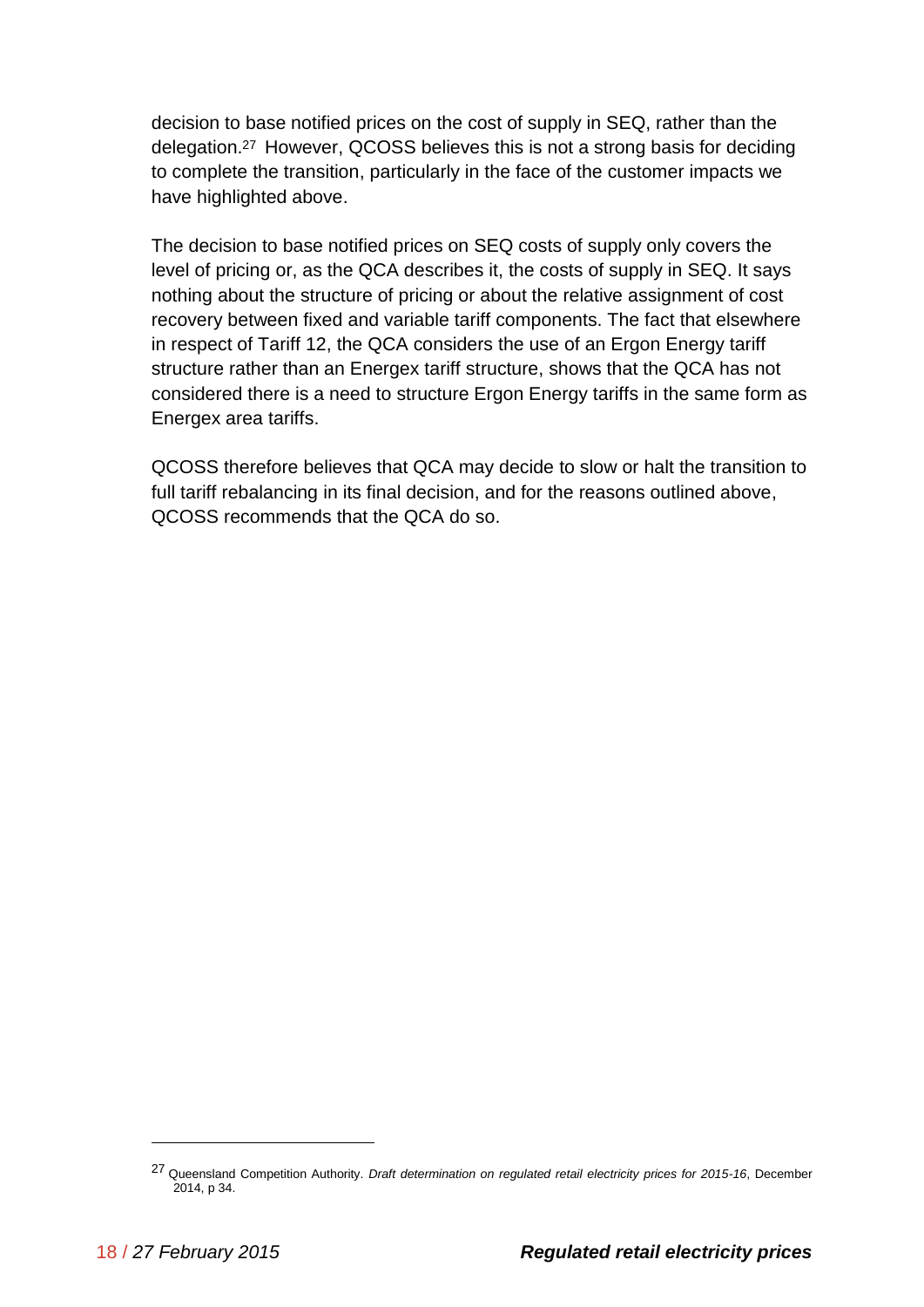decision to base notified prices on the cost of supply in SEQ, rather than the delegation.[27] However, QCOSS believes this is not a strong basis for deciding to complete the transition, particularly in the face of the customer impacts we have highlighted above.

The decision to base notified prices on SEQ costs of supply only covers the level of pricing or, as the QCA describes it, the costs of supply in SEQ. It says nothing about the structure of pricing or about the relative assignment of cost recovery between fixed and variable tariff components. The fact that elsewhere in respect of Tariff 12, the QCA considers the use of an Ergon Energy tariff structure rather than an Energex tariff structure, shows that the QCA has not considered there is a need to structure Ergon Energy tariffs in the same form as Energex area tariffs.

QCOSS therefore believes that QCA may decide to slow or halt the transition to full tariff rebalancing in its final decision, and for the reasons outlined above, QCOSS recommends that the QCA do so.

---

[27] Queensland Competition Authority. *Draft determination on regulated retail electricity prices for 2015-16*, December 2014, p 34.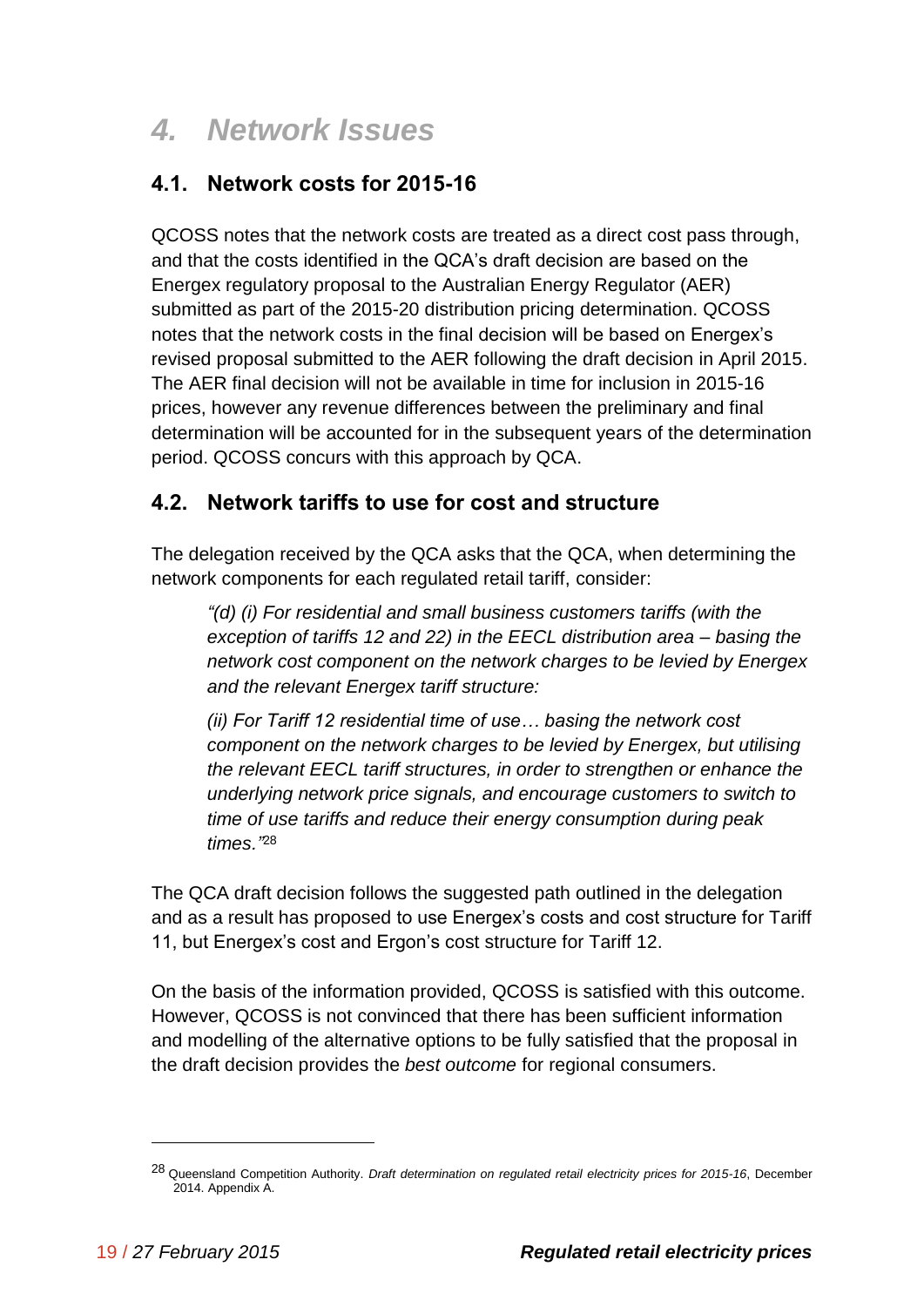# *4. Network Issues*

## 4.1. Network costs for 2015-16

QCOSS notes that the network costs are treated as a direct cost pass through, and that the costs identified in the QCA's draft decision are based on the Energex regulatory proposal to the Australian Energy Regulator (AER) submitted as part of the 2015-20 distribution pricing determination. QCOSS notes that the network costs in the final decision will be based on Energex's revised proposal submitted to the AER following the draft decision in April 2015. The AER final decision will not be available in time for inclusion in 2015-16 prices, however any revenue differences between the preliminary and final determination will be accounted for in the subsequent years of the determination period. QCOSS concurs with this approach by QCA.

## 4.2. Network tariffs to use for cost and structure

The delegation received by the QCA asks that the QCA, when determining the network components for each regulated retail tariff, consider:

> *"(d) (i) For residential and small business customers tariffs (with the exception of tariffs 12 and 22) in the EECL distribution area – basing the network cost component on the network charges to be levied by Energex and the relevant Energex tariff structure:*
>
> *(ii) For Tariff 12 residential time of use… basing the network cost component on the network charges to be levied by Energex, but utilising the relevant EECL tariff structures, in order to strengthen or enhance the underlying network price signals, and encourage customers to switch to time of use tariffs and reduce their energy consumption during peak times."*[28]

The QCA draft decision follows the suggested path outlined in the delegation and as a result has proposed to use Energex's costs and cost structure for Tariff 11, but Energex's cost and Ergon's cost structure for Tariff 12.

On the basis of the information provided, QCOSS is satisfied with this outcome. However, QCOSS is not convinced that there has been sufficient information and modelling of the alternative options to be fully satisfied that the proposal in the draft decision provides the *best outcome* for regional consumers.

---

[28] Queensland Competition Authority. *Draft determination on regulated retail electricity prices for 2015-16*, December 2014. Appendix A.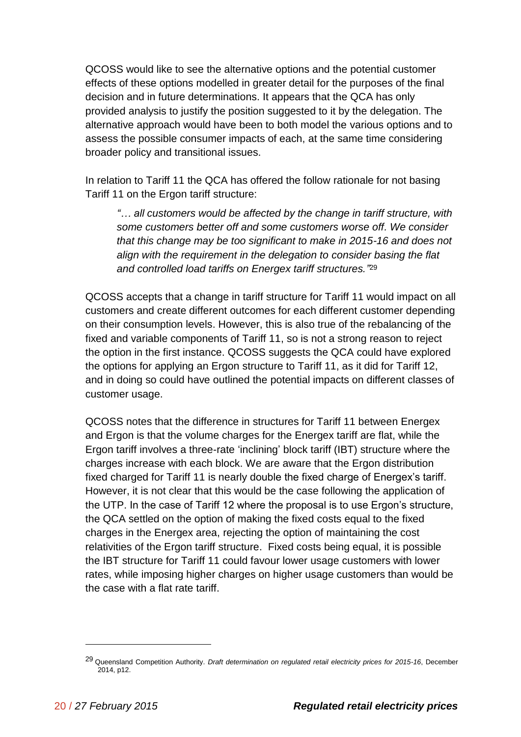QCOSS would like to see the alternative options and the potential customer effects of these options modelled in greater detail for the purposes of the final decision and in future determinations. It appears that the QCA has only provided analysis to justify the position suggested to it by the delegation. The alternative approach would have been to both model the various options and to assess the possible consumer impacts of each, at the same time considering broader policy and transitional issues.

In relation to Tariff 11 the QCA has offered the follow rationale for not basing Tariff 11 on the Ergon tariff structure:

> *"… all customers would be affected by the change in tariff structure, with some customers better off and some customers worse off. We consider that this change may be too significant to make in 2015-16 and does not align with the requirement in the delegation to consider basing the flat and controlled load tariffs on Energex tariff structures."*[29]

QCOSS accepts that a change in tariff structure for Tariff 11 would impact on all customers and create different outcomes for each different customer depending on their consumption levels. However, this is also true of the rebalancing of the fixed and variable components of Tariff 11, so is not a strong reason to reject the option in the first instance. QCOSS suggests the QCA could have explored the options for applying an Ergon structure to Tariff 11, as it did for Tariff 12, and in doing so could have outlined the potential impacts on different classes of customer usage.

QCOSS notes that the difference in structures for Tariff 11 between Energex and Ergon is that the volume charges for the Energex tariff are flat, while the Ergon tariff involves a three-rate 'inclining' block tariff (IBT) structure where the charges increase with each block. We are aware that the Ergon distribution fixed charged for Tariff 11 is nearly double the fixed charge of Energex's tariff. However, it is not clear that this would be the case following the application of the UTP. In the case of Tariff 12 where the proposal is to use Ergon's structure, the QCA settled on the option of making the fixed costs equal to the fixed charges in the Energex area, rejecting the option of maintaining the cost relativities of the Ergon tariff structure. Fixed costs being equal, it is possible the IBT structure for Tariff 11 could favour lower usage customers with lower rates, while imposing higher charges on higher usage customers than would be the case with a flat rate tariff.

---

[29] Queensland Competition Authority. *Draft determination on regulated retail electricity prices for 2015-16*, December 2014, p12.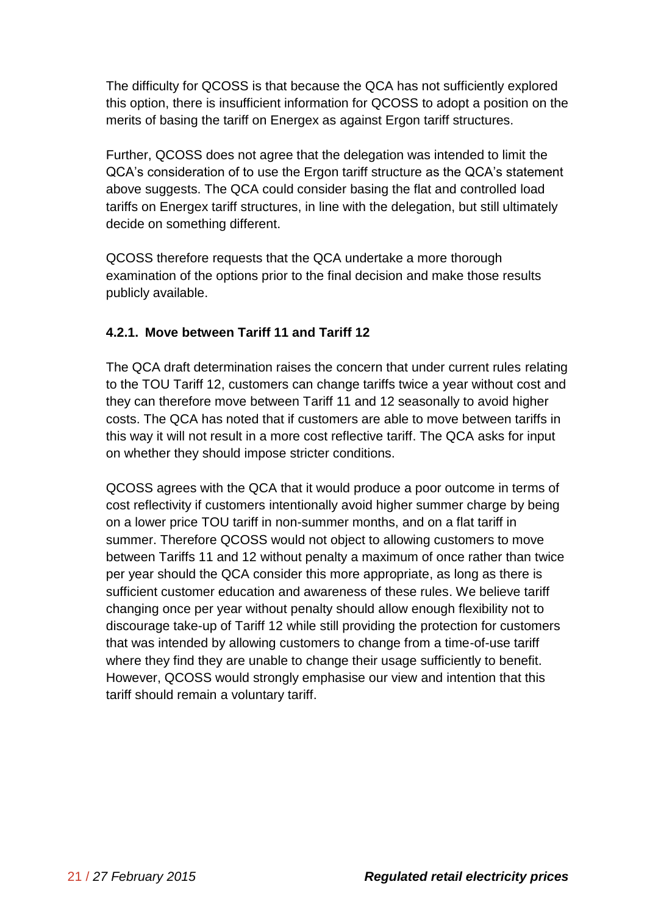The difficulty for QCOSS is that because the QCA has not sufficiently explored this option, there is insufficient information for QCOSS to adopt a position on the merits of basing the tariff on Energex as against Ergon tariff structures.

Further, QCOSS does not agree that the delegation was intended to limit the QCA's consideration of to use the Ergon tariff structure as the QCA's statement above suggests. The QCA could consider basing the flat and controlled load tariffs on Energex tariff structures, in line with the delegation, but still ultimately decide on something different.

QCOSS therefore requests that the QCA undertake a more thorough examination of the options prior to the final decision and make those results publicly available.

#### 4.2.1. Move between Tariff 11 and Tariff 12

The QCA draft determination raises the concern that under current rules relating to the TOU Tariff 12, customers can change tariffs twice a year without cost and they can therefore move between Tariff 11 and 12 seasonally to avoid higher costs. The QCA has noted that if customers are able to move between tariffs in this way it will not result in a more cost reflective tariff. The QCA asks for input on whether they should impose stricter conditions.

QCOSS agrees with the QCA that it would produce a poor outcome in terms of cost reflectivity if customers intentionally avoid higher summer charge by being on a lower price TOU tariff in non-summer months, and on a flat tariff in summer. Therefore QCOSS would not object to allowing customers to move between Tariffs 11 and 12 without penalty a maximum of once rather than twice per year should the QCA consider this more appropriate, as long as there is sufficient customer education and awareness of these rules. We believe tariff changing once per year without penalty should allow enough flexibility not to discourage take-up of Tariff 12 while still providing the protection for customers that was intended by allowing customers to change from a time-of-use tariff where they find they are unable to change their usage sufficiently to benefit. However, QCOSS would strongly emphasise our view and intention that this tariff should remain a voluntary tariff.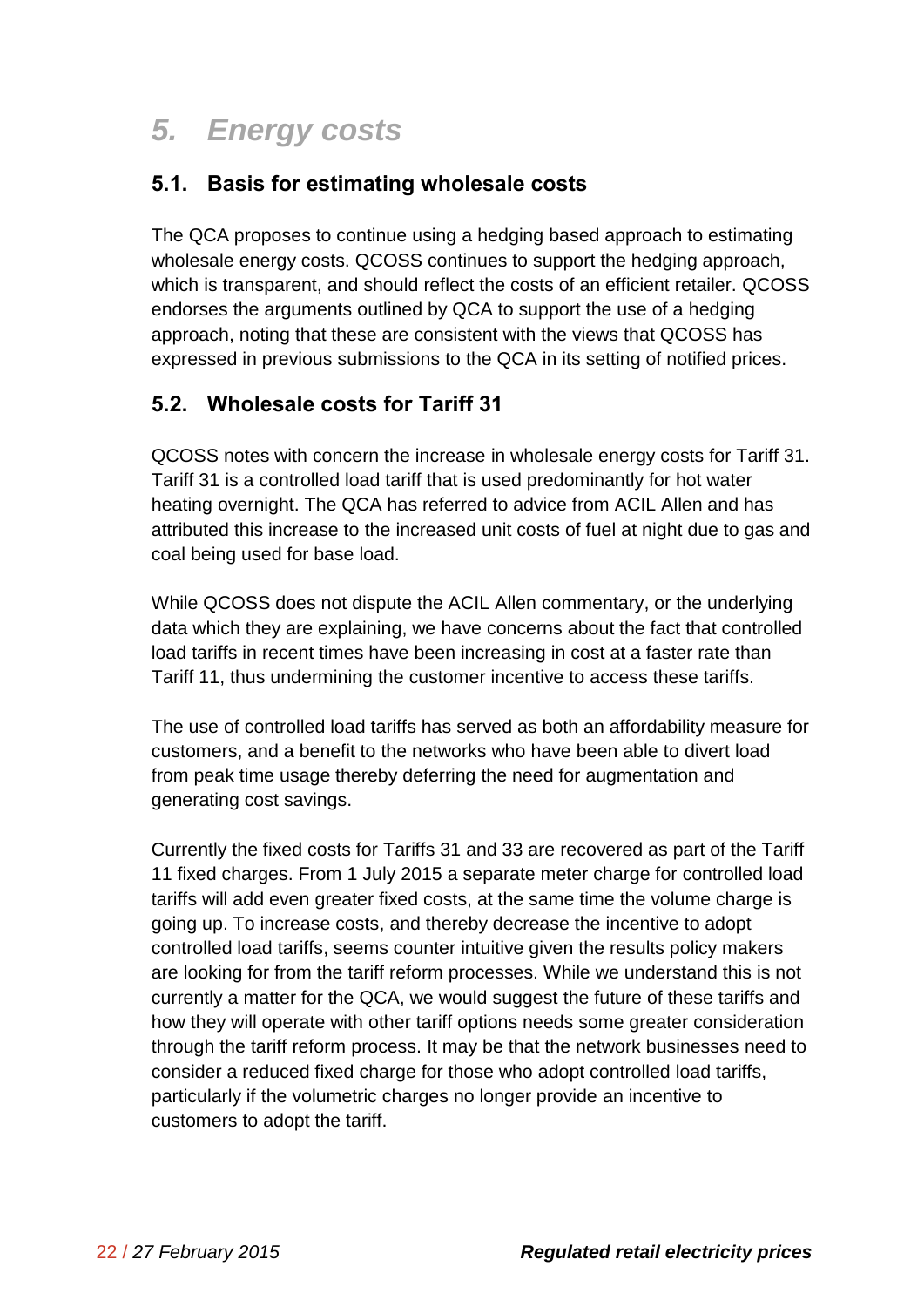# *5. Energy costs*

## 5.1. Basis for estimating wholesale costs

The QCA proposes to continue using a hedging based approach to estimating wholesale energy costs. QCOSS continues to support the hedging approach, which is transparent, and should reflect the costs of an efficient retailer. QCOSS endorses the arguments outlined by QCA to support the use of a hedging approach, noting that these are consistent with the views that QCOSS has expressed in previous submissions to the QCA in its setting of notified prices.

## 5.2. Wholesale costs for Tariff 31

QCOSS notes with concern the increase in wholesale energy costs for Tariff 31. Tariff 31 is a controlled load tariff that is used predominantly for hot water heating overnight. The QCA has referred to advice from ACIL Allen and has attributed this increase to the increased unit costs of fuel at night due to gas and coal being used for base load.

While QCOSS does not dispute the ACIL Allen commentary, or the underlying data which they are explaining, we have concerns about the fact that controlled load tariffs in recent times have been increasing in cost at a faster rate than Tariff 11, thus undermining the customer incentive to access these tariffs.

The use of controlled load tariffs has served as both an affordability measure for customers, and a benefit to the networks who have been able to divert load from peak time usage thereby deferring the need for augmentation and generating cost savings.

Currently the fixed costs for Tariffs 31 and 33 are recovered as part of the Tariff 11 fixed charges. From 1 July 2015 a separate meter charge for controlled load tariffs will add even greater fixed costs, at the same time the volume charge is going up. To increase costs, and thereby decrease the incentive to adopt controlled load tariffs, seems counter intuitive given the results policy makers are looking for from the tariff reform processes. While we understand this is not currently a matter for the QCA, we would suggest the future of these tariffs and how they will operate with other tariff options needs some greater consideration through the tariff reform process. It may be that the network businesses need to consider a reduced fixed charge for those who adopt controlled load tariffs, particularly if the volumetric charges no longer provide an incentive to customers to adopt the tariff.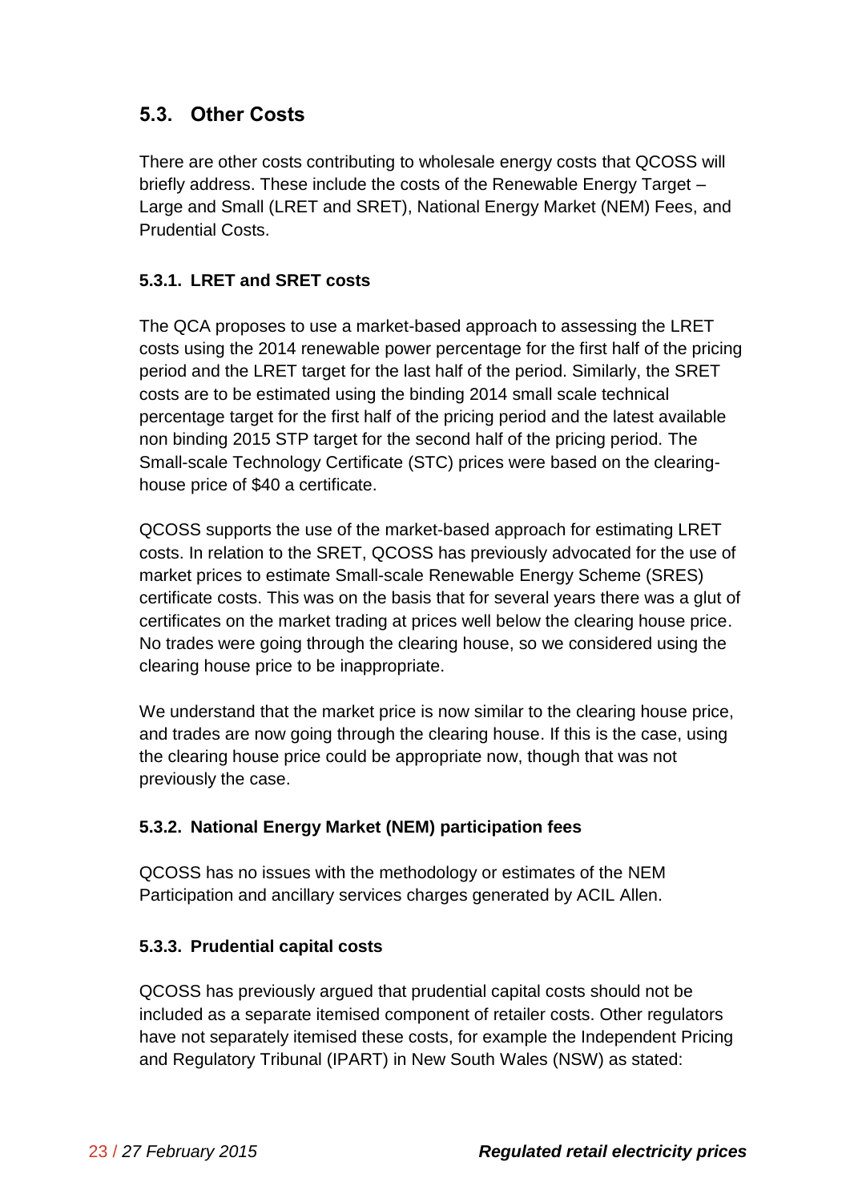## 5.3. Other Costs

There are other costs contributing to wholesale energy costs that QCOSS will briefly address. These include the costs of the Renewable Energy Target – Large and Small (LRET and SRET), National Energy Market (NEM) Fees, and Prudential Costs.

### 5.3.1. LRET and SRET costs

The QCA proposes to use a market-based approach to assessing the LRET costs using the 2014 renewable power percentage for the first half of the pricing period and the LRET target for the last half of the period. Similarly, the SRET costs are to be estimated using the binding 2014 small scale technical percentage target for the first half of the pricing period and the latest available non binding 2015 STP target for the second half of the pricing period. The Small-scale Technology Certificate (STC) prices were based on the clearing-house price of $40 a certificate.

QCOSS supports the use of the market-based approach for estimating LRET costs. In relation to the SRET, QCOSS has previously advocated for the use of market prices to estimate Small-scale Renewable Energy Scheme (SRES) certificate costs. This was on the basis that for several years there was a glut of certificates on the market trading at prices well below the clearing house price. No trades were going through the clearing house, so we considered using the clearing house price to be inappropriate.

We understand that the market price is now similar to the clearing house price, and trades are now going through the clearing house. If this is the case, using the clearing house price could be appropriate now, though that was not previously the case.

### 5.3.2. National Energy Market (NEM) participation fees

QCOSS has no issues with the methodology or estimates of the NEM Participation and ancillary services charges generated by ACIL Allen.

### 5.3.3. Prudential capital costs

QCOSS has previously argued that prudential capital costs should not be included as a separate itemised component of retailer costs. Other regulators have not separately itemised these costs, for example the Independent Pricing and Regulatory Tribunal (IPART) in New South Wales (NSW) as stated: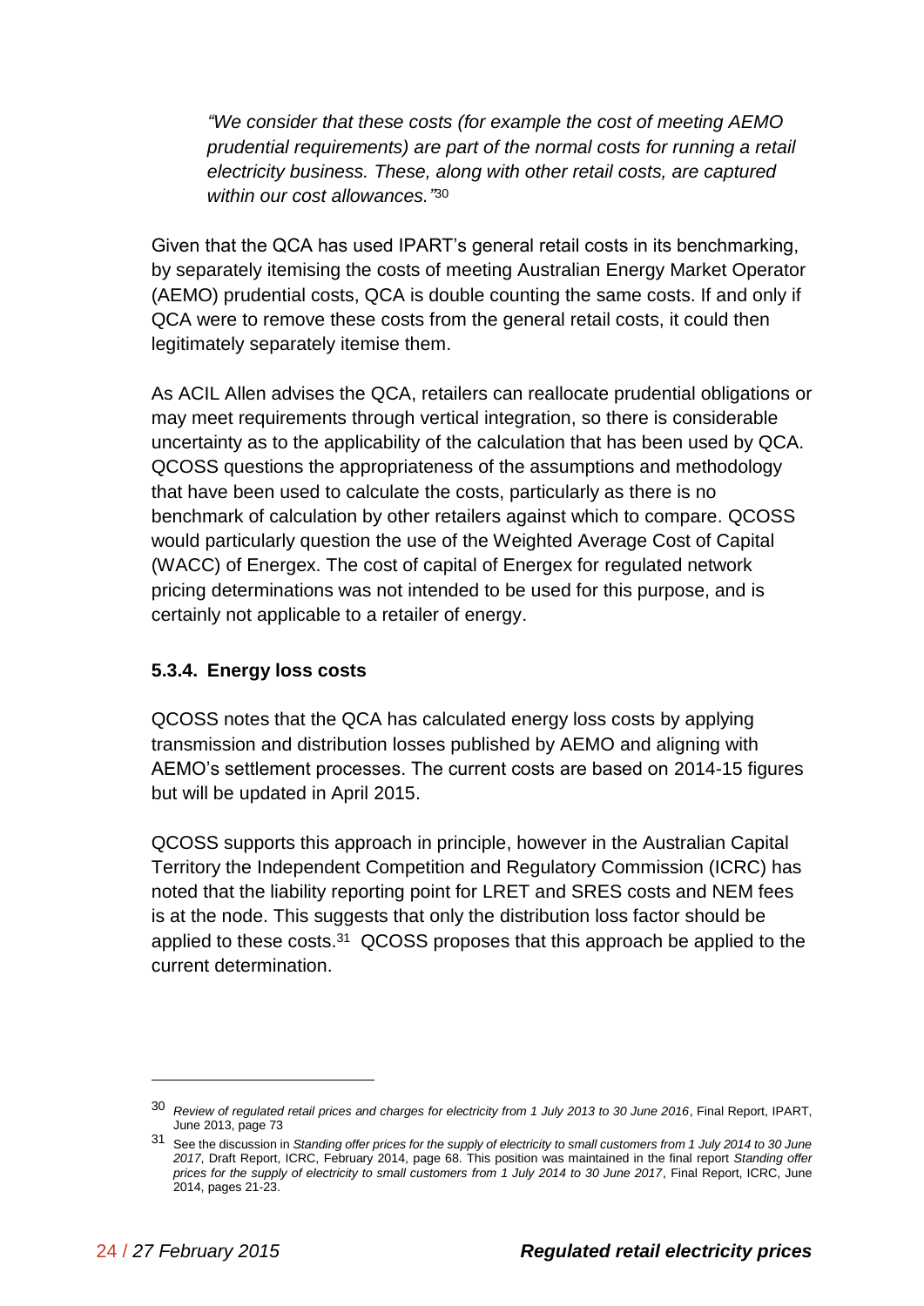> *"We consider that these costs (for example the cost of meeting AEMO prudential requirements) are part of the normal costs for running a retail electricity business. These, along with other retail costs, are captured within our cost allowances."*[30]

Given that the QCA has used IPART's general retail costs in its benchmarking, by separately itemising the costs of meeting Australian Energy Market Operator (AEMO) prudential costs, QCA is double counting the same costs. If and only if QCA were to remove these costs from the general retail costs, it could then legitimately separately itemise them.

As ACIL Allen advises the QCA, retailers can reallocate prudential obligations or may meet requirements through vertical integration, so there is considerable uncertainty as to the applicability of the calculation that has been used by QCA. QCOSS questions the appropriateness of the assumptions and methodology that have been used to calculate the costs, particularly as there is no benchmark of calculation by other retailers against which to compare. QCOSS would particularly question the use of the Weighted Average Cost of Capital (WACC) of Energex. The cost of capital of Energex for regulated network pricing determinations was not intended to be used for this purpose, and is certainly not applicable to a retailer of energy.

### 5.3.4. Energy loss costs

QCOSS notes that the QCA has calculated energy loss costs by applying transmission and distribution losses published by AEMO and aligning with AEMO's settlement processes. The current costs are based on 2014-15 figures but will be updated in April 2015.

QCOSS supports this approach in principle, however in the Australian Capital Territory the Independent Competition and Regulatory Commission (ICRC) has noted that the liability reporting point for LRET and SRES costs and NEM fees is at the node. This suggests that only the distribution loss factor should be applied to these costs.[31] QCOSS proposes that this approach be applied to the current determination.

---

[30] *Review of regulated retail prices and charges for electricity from 1 July 2013 to 30 June 2016*, Final Report, IPART, June 2013, page 73

[31] See the discussion in *Standing offer prices for the supply of electricity to small customers from 1 July 2014 to 30 June 2017*, Draft Report, ICRC, February 2014, page 68. This position was maintained in the final report *Standing offer prices for the supply of electricity to small customers from 1 July 2014 to 30 June 2017*, Final Report, ICRC, June 2014, pages 21-23.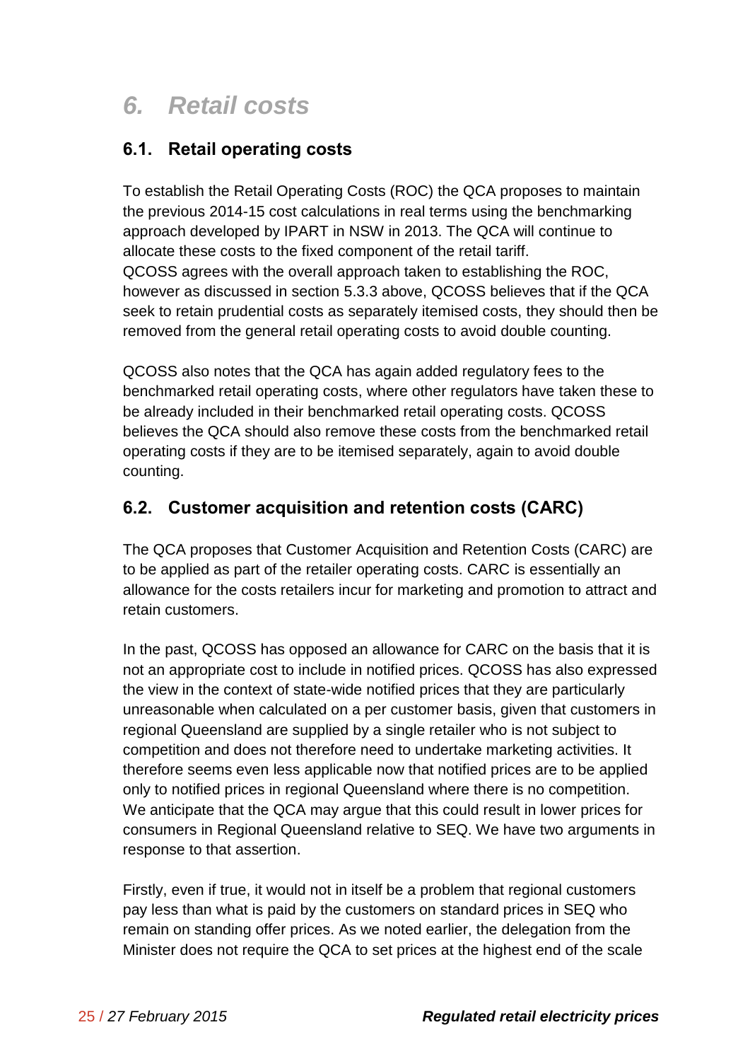# *6. Retail costs*

## 6.1. Retail operating costs

To establish the Retail Operating Costs (ROC) the QCA proposes to maintain the previous 2014-15 cost calculations in real terms using the benchmarking approach developed by IPART in NSW in 2013. The QCA will continue to allocate these costs to the fixed component of the retail tariff.
QCOSS agrees with the overall approach taken to establishing the ROC, however as discussed in section 5.3.3 above, QCOSS believes that if the QCA seek to retain prudential costs as separately itemised costs, they should then be removed from the general retail operating costs to avoid double counting.

QCOSS also notes that the QCA has again added regulatory fees to the benchmarked retail operating costs, where other regulators have taken these to be already included in their benchmarked retail operating costs. QCOSS believes the QCA should also remove these costs from the benchmarked retail operating costs if they are to be itemised separately, again to avoid double counting.

## 6.2. Customer acquisition and retention costs (CARC)

The QCA proposes that Customer Acquisition and Retention Costs (CARC) are to be applied as part of the retailer operating costs. CARC is essentially an allowance for the costs retailers incur for marketing and promotion to attract and retain customers.

In the past, QCOSS has opposed an allowance for CARC on the basis that it is not an appropriate cost to include in notified prices. QCOSS has also expressed the view in the context of state-wide notified prices that they are particularly unreasonable when calculated on a per customer basis, given that customers in regional Queensland are supplied by a single retailer who is not subject to competition and does not therefore need to undertake marketing activities. It therefore seems even less applicable now that notified prices are to be applied only to notified prices in regional Queensland where there is no competition. We anticipate that the QCA may argue that this could result in lower prices for consumers in Regional Queensland relative to SEQ. We have two arguments in response to that assertion.

Firstly, even if true, it would not in itself be a problem that regional customers pay less than what is paid by the customers on standard prices in SEQ who remain on standing offer prices. As we noted earlier, the delegation from the Minister does not require the QCA to set prices at the highest end of the scale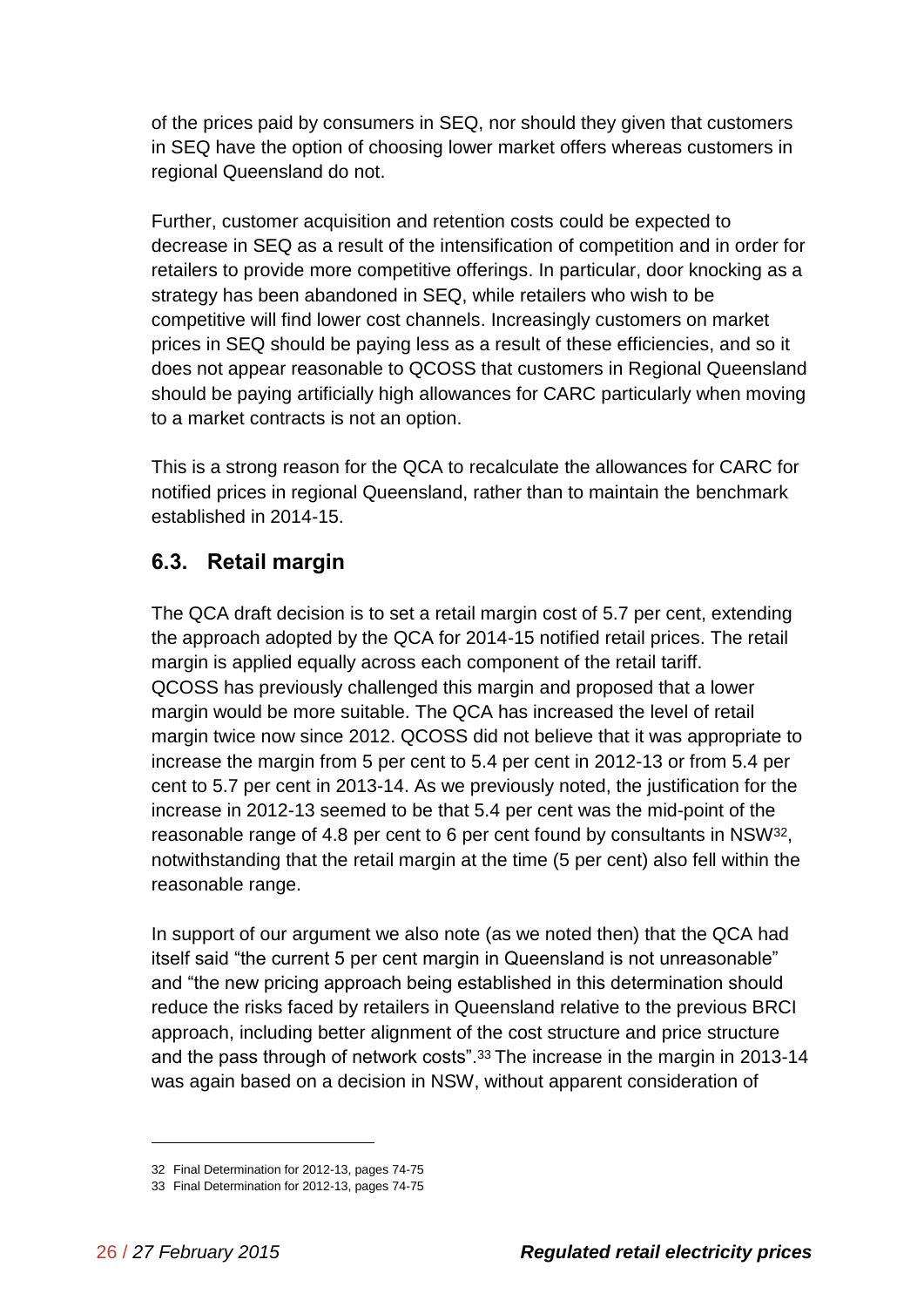of the prices paid by consumers in SEQ, nor should they given that customers in SEQ have the option of choosing lower market offers whereas customers in regional Queensland do not.

Further, customer acquisition and retention costs could be expected to decrease in SEQ as a result of the intensification of competition and in order for retailers to provide more competitive offerings. In particular, door knocking as a strategy has been abandoned in SEQ, while retailers who wish to be competitive will find lower cost channels. Increasingly customers on market prices in SEQ should be paying less as a result of these efficiencies, and so it does not appear reasonable to QCOSS that customers in Regional Queensland should be paying artificially high allowances for CARC particularly when moving to a market contracts is not an option.

This is a strong reason for the QCA to recalculate the allowances for CARC for notified prices in regional Queensland, rather than to maintain the benchmark established in 2014-15.

## 6.3. Retail margin

The QCA draft decision is to set a retail margin cost of 5.7 per cent, extending the approach adopted by the QCA for 2014-15 notified retail prices. The retail margin is applied equally across each component of the retail tariff. QCOSS has previously challenged this margin and proposed that a lower margin would be more suitable. The QCA has increased the level of retail margin twice now since 2012. QCOSS did not believe that it was appropriate to increase the margin from 5 per cent to 5.4 per cent in 2012-13 or from 5.4 per cent to 5.7 per cent in 2013-14. As we previously noted, the justification for the increase in 2012-13 seemed to be that 5.4 per cent was the mid-point of the reasonable range of 4.8 per cent to 6 per cent found by consultants in NSW[32], notwithstanding that the retail margin at the time (5 per cent) also fell within the reasonable range.

In support of our argument we also note (as we noted then) that the QCA had itself said "the current 5 per cent margin in Queensland is not unreasonable" and "the new pricing approach being established in this determination should reduce the risks faced by retailers in Queensland relative to the previous BRCI approach, including better alignment of the cost structure and price structure and the pass through of network costs".[33] The increase in the margin in 2013-14 was again based on a decision in NSW, without apparent consideration of

32 Final Determination for 2012-13, pages 74-75

33 Final Determination for 2012-13, pages 74-75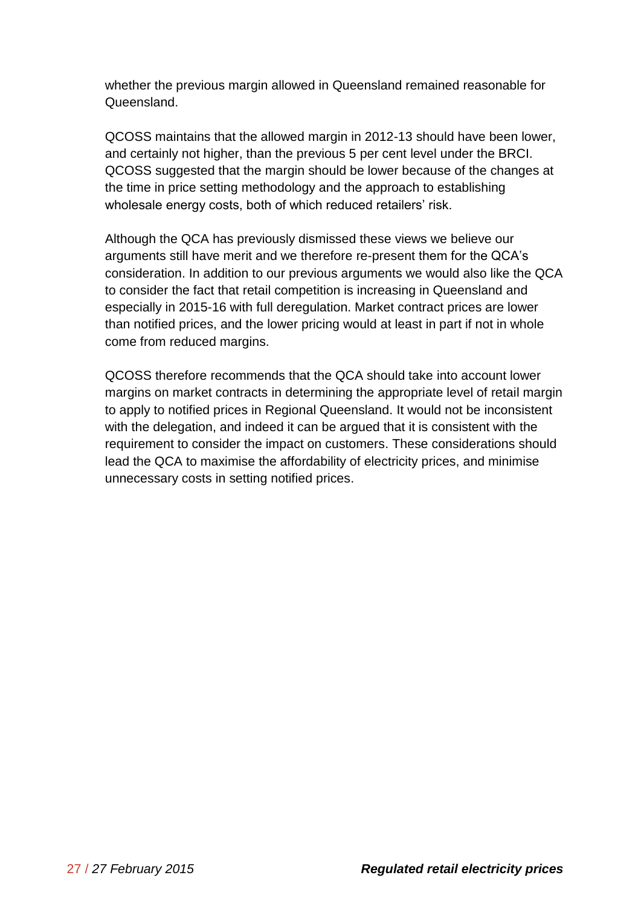whether the previous margin allowed in Queensland remained reasonable for Queensland.

QCOSS maintains that the allowed margin in 2012-13 should have been lower, and certainly not higher, than the previous 5 per cent level under the BRCI. QCOSS suggested that the margin should be lower because of the changes at the time in price setting methodology and the approach to establishing wholesale energy costs, both of which reduced retailers' risk.

Although the QCA has previously dismissed these views we believe our arguments still have merit and we therefore re-present them for the QCA's consideration. In addition to our previous arguments we would also like the QCA to consider the fact that retail competition is increasing in Queensland and especially in 2015-16 with full deregulation. Market contract prices are lower than notified prices, and the lower pricing would at least in part if not in whole come from reduced margins.

QCOSS therefore recommends that the QCA should take into account lower margins on market contracts in determining the appropriate level of retail margin to apply to notified prices in Regional Queensland. It would not be inconsistent with the delegation, and indeed it can be argued that it is consistent with the requirement to consider the impact on customers. These considerations should lead the QCA to maximise the affordability of electricity prices, and minimise unnecessary costs in setting notified prices.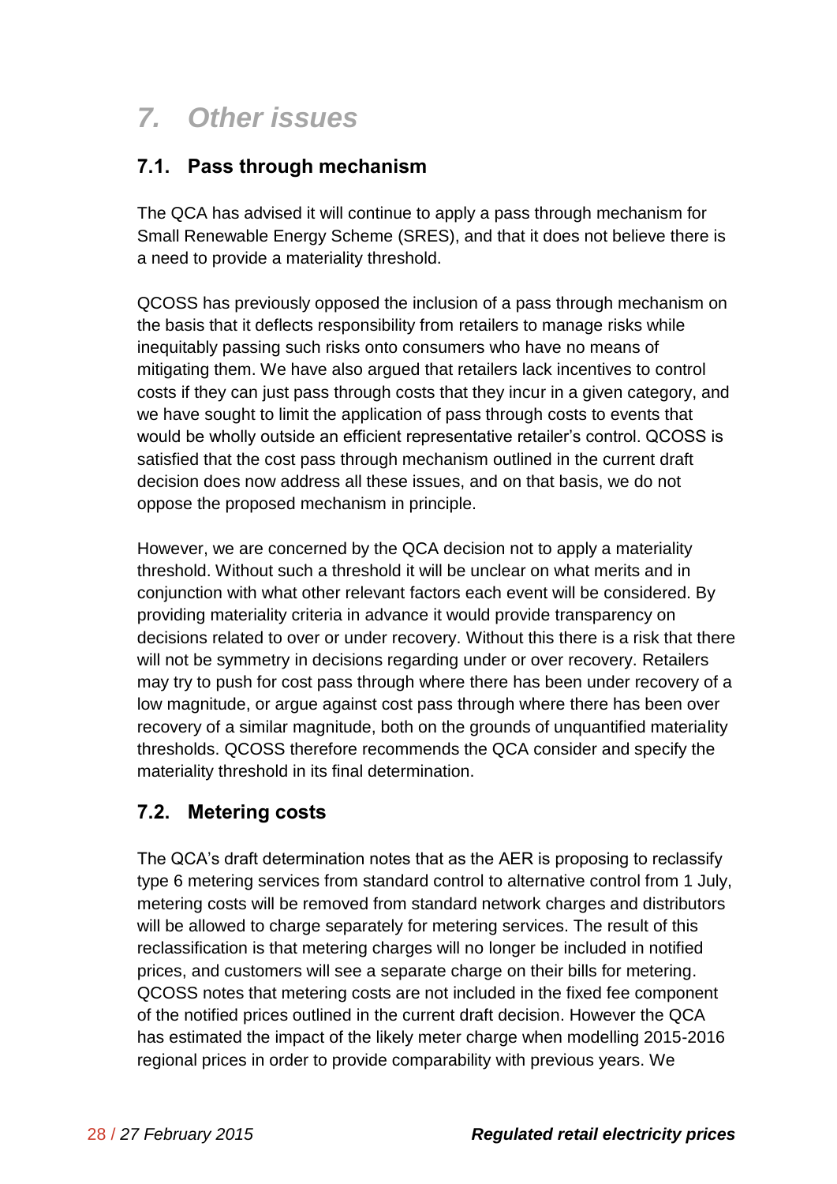# *7. Other issues*

## 7.1. Pass through mechanism

The QCA has advised it will continue to apply a pass through mechanism for Small Renewable Energy Scheme (SRES), and that it does not believe there is a need to provide a materiality threshold.

QCOSS has previously opposed the inclusion of a pass through mechanism on the basis that it deflects responsibility from retailers to manage risks while inequitably passing such risks onto consumers who have no means of mitigating them. We have also argued that retailers lack incentives to control costs if they can just pass through costs that they incur in a given category, and we have sought to limit the application of pass through costs to events that would be wholly outside an efficient representative retailer's control. QCOSS is satisfied that the cost pass through mechanism outlined in the current draft decision does now address all these issues, and on that basis, we do not oppose the proposed mechanism in principle.

However, we are concerned by the QCA decision not to apply a materiality threshold. Without such a threshold it will be unclear on what merits and in conjunction with what other relevant factors each event will be considered. By providing materiality criteria in advance it would provide transparency on decisions related to over or under recovery. Without this there is a risk that there will not be symmetry in decisions regarding under or over recovery. Retailers may try to push for cost pass through where there has been under recovery of a low magnitude, or argue against cost pass through where there has been over recovery of a similar magnitude, both on the grounds of unquantified materiality thresholds. QCOSS therefore recommends the QCA consider and specify the materiality threshold in its final determination.

## 7.2. Metering costs

The QCA's draft determination notes that as the AER is proposing to reclassify type 6 metering services from standard control to alternative control from 1 July, metering costs will be removed from standard network charges and distributors will be allowed to charge separately for metering services. The result of this reclassification is that metering charges will no longer be included in notified prices, and customers will see a separate charge on their bills for metering. QCOSS notes that metering costs are not included in the fixed fee component of the notified prices outlined in the current draft decision. However the QCA has estimated the impact of the likely meter charge when modelling 2015-2016 regional prices in order to provide comparability with previous years. We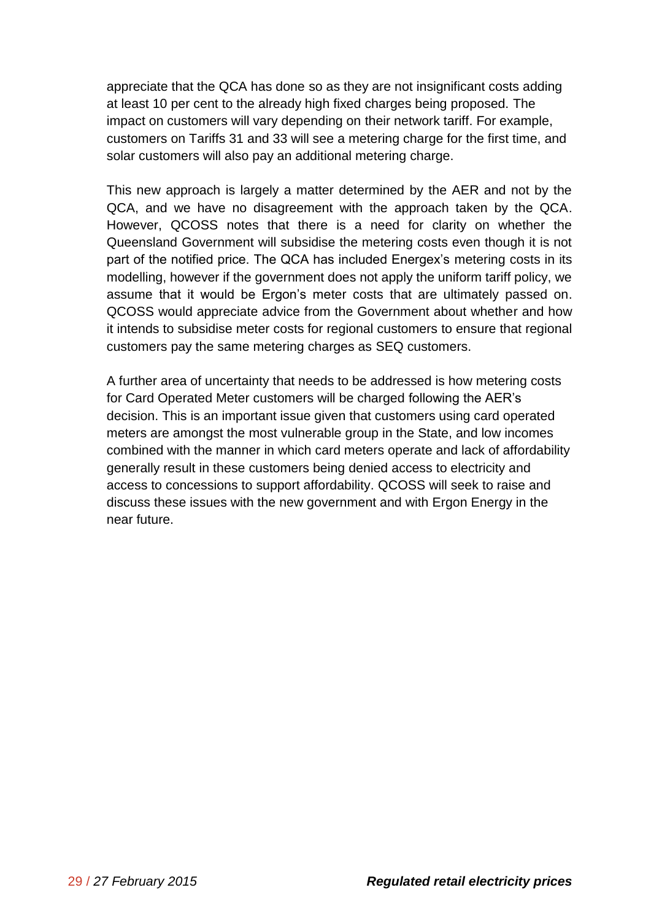appreciate that the QCA has done so as they are not insignificant costs adding at least 10 per cent to the already high fixed charges being proposed. The impact on customers will vary depending on their network tariff. For example, customers on Tariffs 31 and 33 will see a metering charge for the first time, and solar customers will also pay an additional metering charge.

This new approach is largely a matter determined by the AER and not by the QCA, and we have no disagreement with the approach taken by the QCA. However, QCOSS notes that there is a need for clarity on whether the Queensland Government will subsidise the metering costs even though it is not part of the notified price. The QCA has included Energex's metering costs in its modelling, however if the government does not apply the uniform tariff policy, we assume that it would be Ergon's meter costs that are ultimately passed on. QCOSS would appreciate advice from the Government about whether and how it intends to subsidise meter costs for regional customers to ensure that regional customers pay the same metering charges as SEQ customers.

A further area of uncertainty that needs to be addressed is how metering costs for Card Operated Meter customers will be charged following the AER's decision. This is an important issue given that customers using card operated meters are amongst the most vulnerable group in the State, and low incomes combined with the manner in which card meters operate and lack of affordability generally result in these customers being denied access to electricity and access to concessions to support affordability. QCOSS will seek to raise and discuss these issues with the new government and with Ergon Energy in the near future.